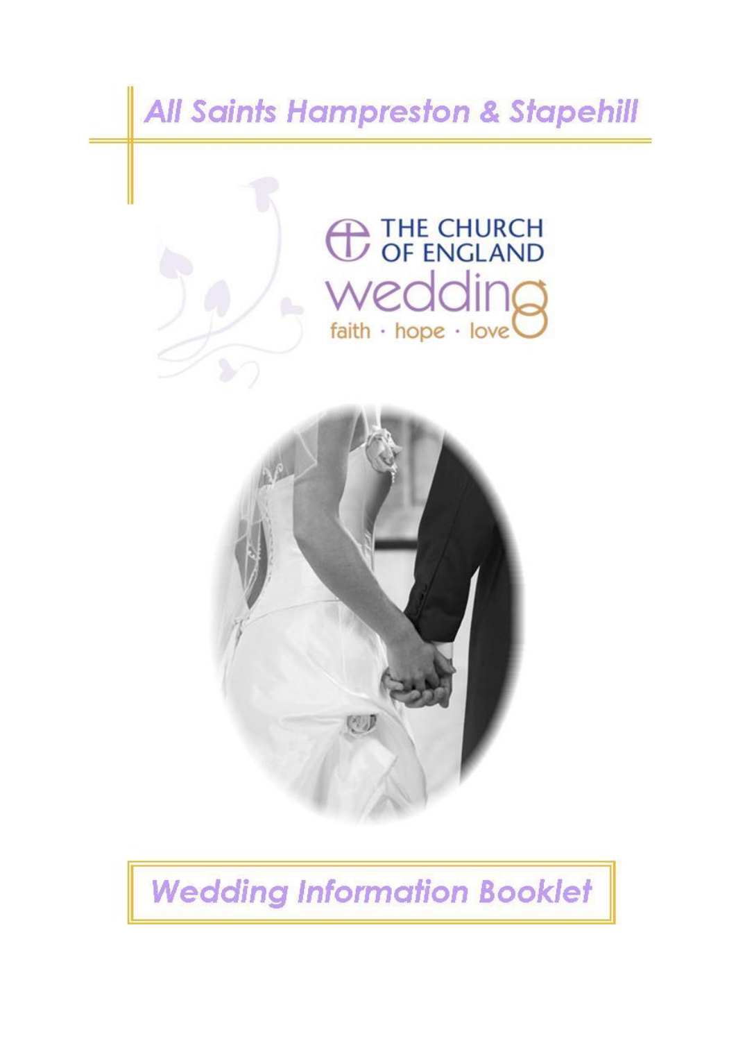# All Saints Hampreston & Stapehill

THE CHURCH OF ENGLAND

wedding

faith · hope · love

## Wedding Information Booklet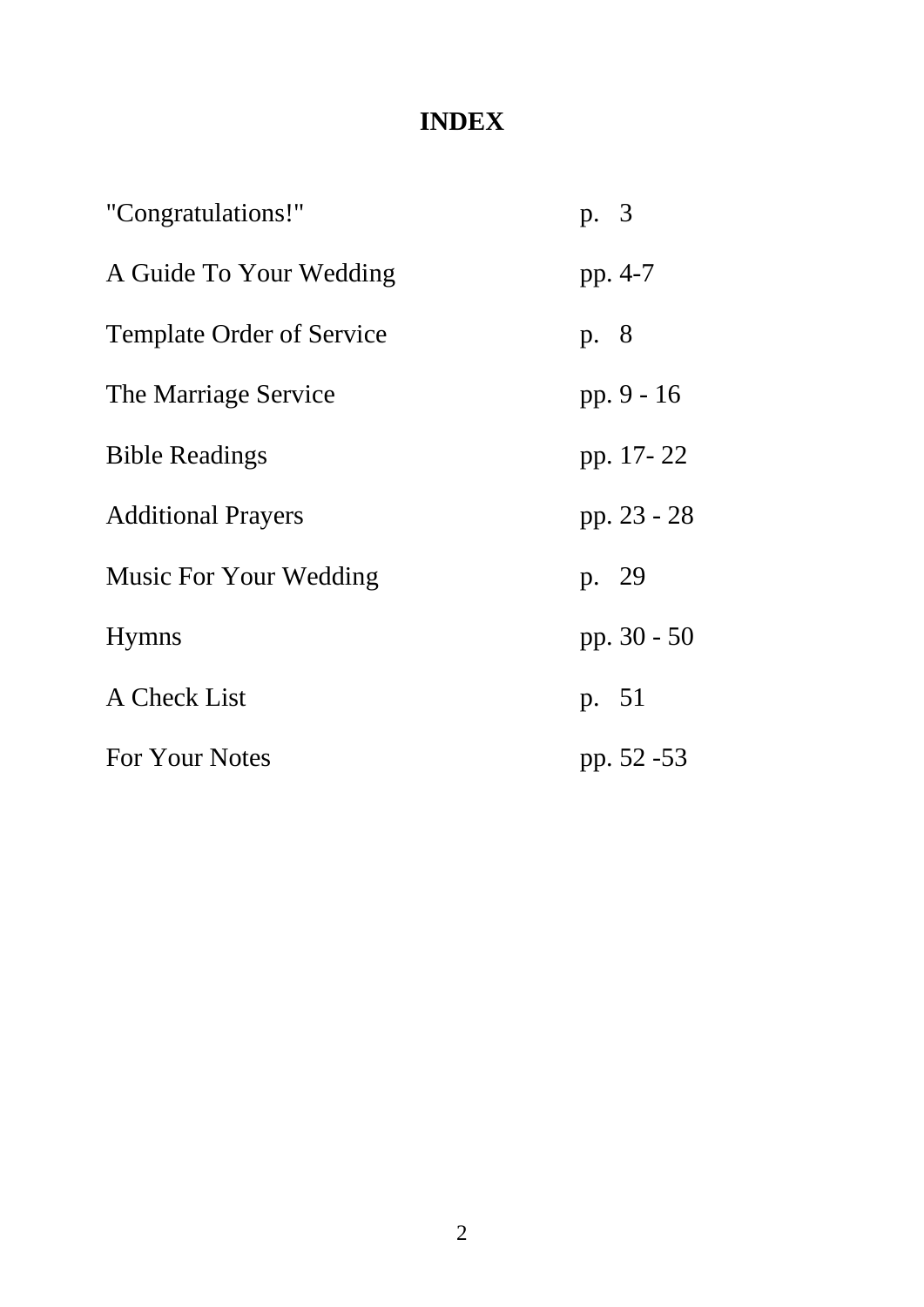# INDEX

| | |
|---|---|
| "Congratulations!" | p. 3 |
| A Guide To Your Wedding | pp. 4-7 |
| Template Order of Service | p. 8 |
| The Marriage Service | pp. 9 - 16 |
| Bible Readings | pp. 17- 22 |
| Additional Prayers | pp. 23 - 28 |
| Music For Your Wedding | p. 29 |
| Hymns | pp. 30 - 50 |
| A Check List | p. 51 |
| For Your Notes | pp. 52 -53 |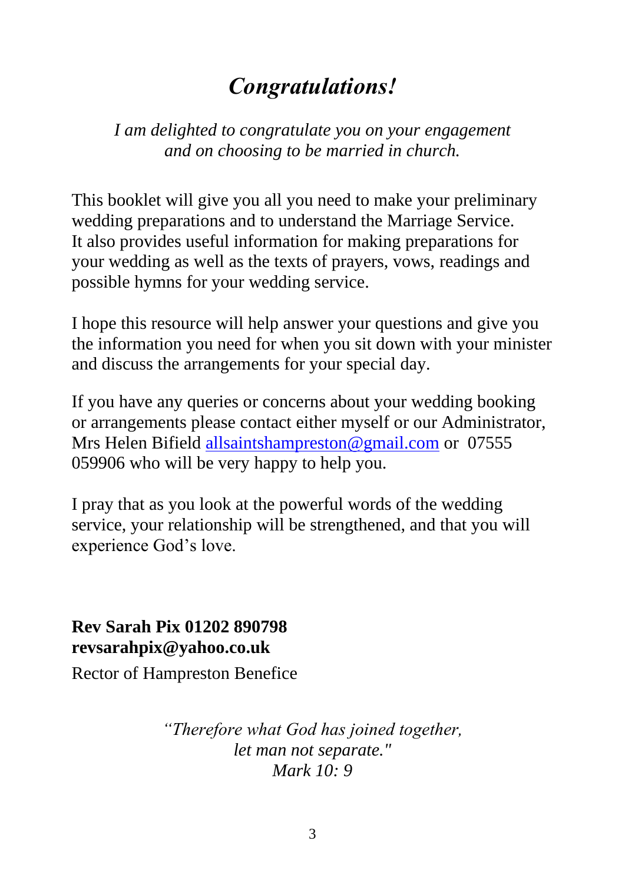# *Congratulations!*

*I am delighted to congratulate you on your engagement and on choosing to be married in church.*

This booklet will give you all you need to make your preliminary wedding preparations and to understand the Marriage Service. It also provides useful information for making preparations for your wedding as well as the texts of prayers, vows, readings and possible hymns for your wedding service.

I hope this resource will help answer your questions and give you the information you need for when you sit down with your minister and discuss the arrangements for your special day.

If you have any queries or concerns about your wedding booking or arrangements please contact either myself or our Administrator, Mrs Helen Bifield allsaintshampreston@gmail.com or 07555 059906 who will be very happy to help you.

I pray that as you look at the powerful words of the wedding service, your relationship will be strengthened, and that you will experience God's love.

**Rev Sarah Pix 01202 890798**
**revsarahpix@yahoo.co.uk**
Rector of Hampreston Benefice

*"Therefore what God has joined together, let man not separate."*
*Mark 10: 9*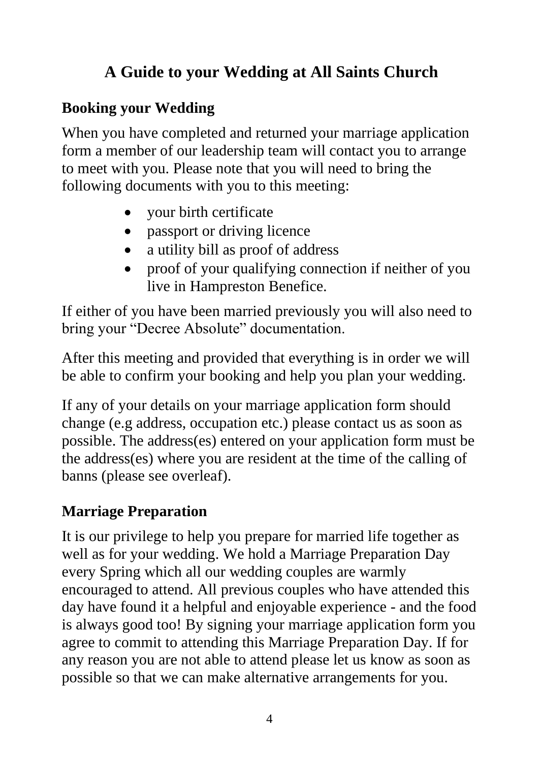# A Guide to your Wedding at All Saints Church

## Booking your Wedding

When you have completed and returned your marriage application form a member of our leadership team will contact you to arrange to meet with you. Please note that you will need to bring the following documents with you to this meeting:

- your birth certificate
- passport or driving licence
- a utility bill as proof of address
- proof of your qualifying connection if neither of you live in Hampreston Benefice.

If either of you have been married previously you will also need to bring your "Decree Absolute" documentation.

After this meeting and provided that everything is in order we will be able to confirm your booking and help you plan your wedding.

If any of your details on your marriage application form should change (e.g address, occupation etc.) please contact us as soon as possible. The address(es) entered on your application form must be the address(es) where you are resident at the time of the calling of banns (please see overleaf).

## Marriage Preparation

It is our privilege to help you prepare for married life together as well as for your wedding. We hold a Marriage Preparation Day every Spring which all our wedding couples are warmly encouraged to attend. All previous couples who have attended this day have found it a helpful and enjoyable experience - and the food is always good too! By signing your marriage application form you agree to commit to attending this Marriage Preparation Day. If for any reason you are not able to attend please let us know as soon as possible so that we can make alternative arrangements for you.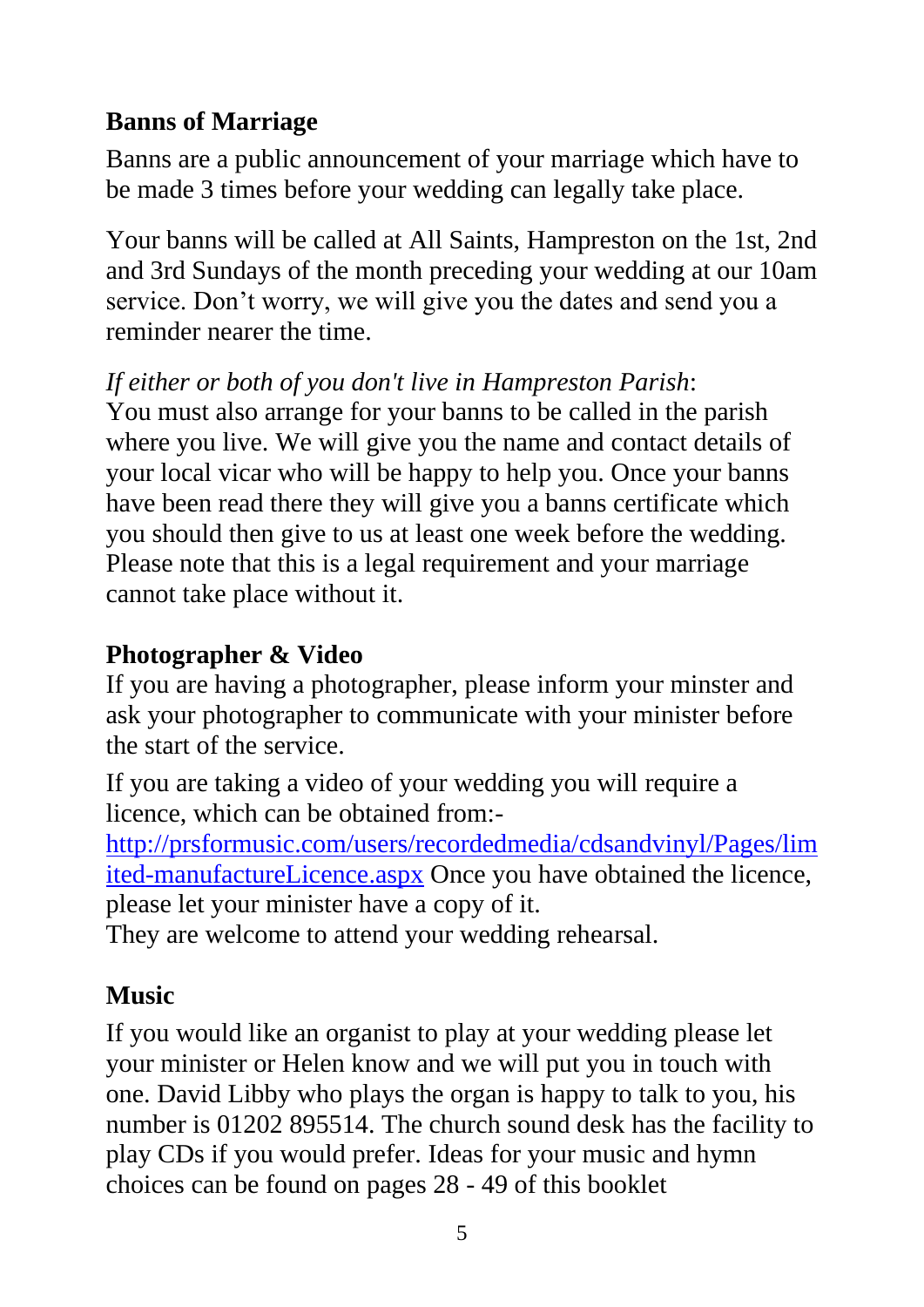## Banns of Marriage

Banns are a public announcement of your marriage which have to be made 3 times before your wedding can legally take place.

Your banns will be called at All Saints, Hampreston on the 1st, 2nd and 3rd Sundays of the month preceding your wedding at our 10am service. Don't worry, we will give you the dates and send you a reminder nearer the time.

*If either or both of you don't live in Hampreston Parish*:
You must also arrange for your banns to be called in the parish where you live. We will give you the name and contact details of your local vicar who will be happy to help you. Once your banns have been read there they will give you a banns certificate which you should then give to us at least one week before the wedding. Please note that this is a legal requirement and your marriage cannot take place without it.

## Photographer & Video

If you are having a photographer, please inform your minster and ask your photographer to communicate with your minister before the start of the service.

If you are taking a video of your wedding you will require a licence, which can be obtained from:-
[http://prsformusic.com/users/recordedmedia/cdsandvinyl/Pages/limited-manufactureLicence.aspx](http://prsformusic.com/users/recordedmedia/cdsandvinyl/Pages/limited-manufactureLicence.aspx) Once you have obtained the licence, please let your minister have a copy of it.
They are welcome to attend your wedding rehearsal.

## Music

If you would like an organist to play at your wedding please let your minister or Helen know and we will put you in touch with one. David Libby who plays the organ is happy to talk to you, his number is 01202 895514. The church sound desk has the facility to play CDs if you would prefer. Ideas for your music and hymn choices can be found on pages 28 - 49 of this booklet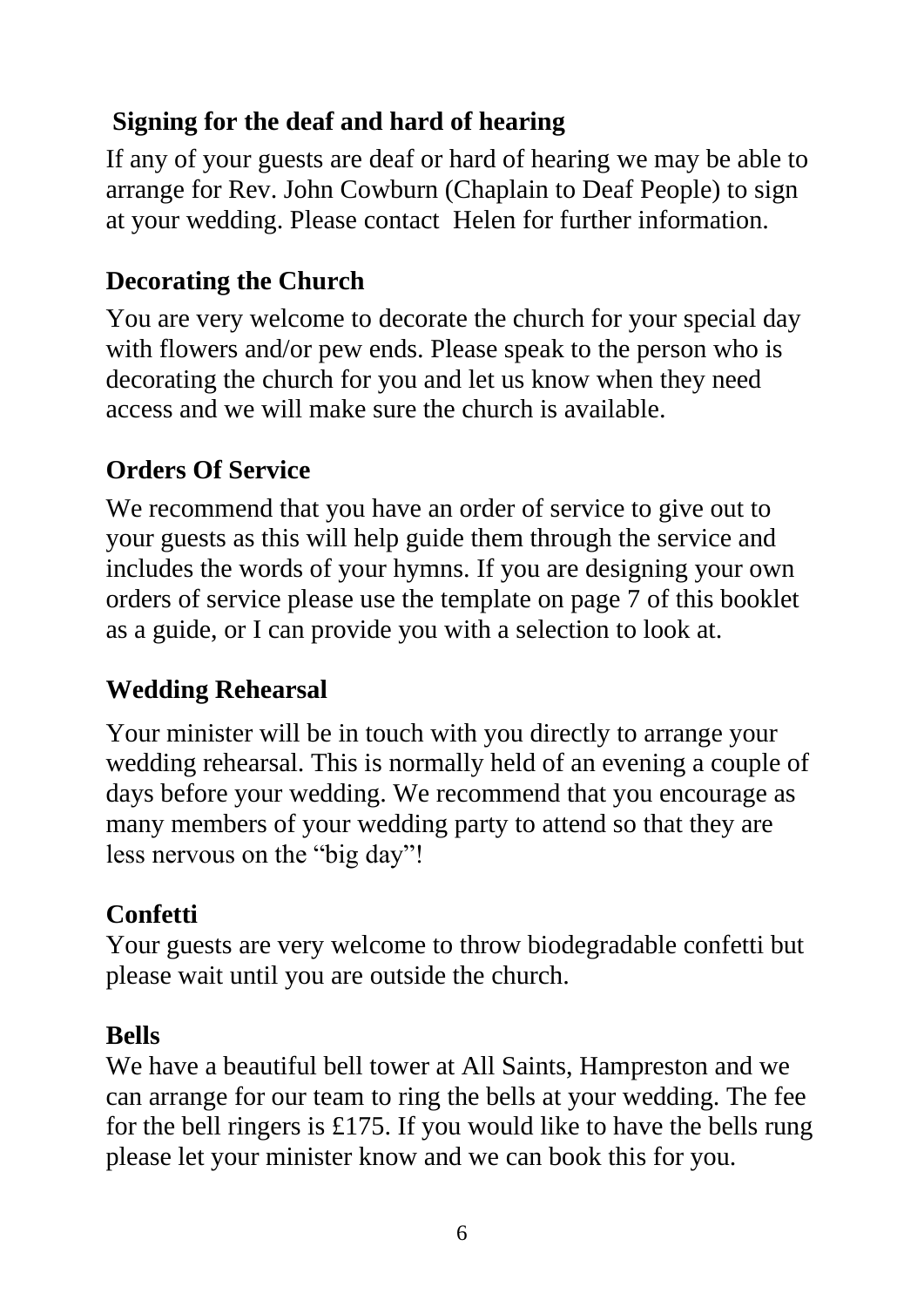## Signing for the deaf and hard of hearing

If any of your guests are deaf or hard of hearing we may be able to arrange for Rev. John Cowburn (Chaplain to Deaf People) to sign at your wedding. Please contact Helen for further information.

## Decorating the Church

You are very welcome to decorate the church for your special day with flowers and/or pew ends. Please speak to the person who is decorating the church for you and let us know when they need access and we will make sure the church is available.

## Orders Of Service

We recommend that you have an order of service to give out to your guests as this will help guide them through the service and includes the words of your hymns. If you are designing your own orders of service please use the template on page 7 of this booklet as a guide, or I can provide you with a selection to look at.

## Wedding Rehearsal

Your minister will be in touch with you directly to arrange your wedding rehearsal. This is normally held of an evening a couple of days before your wedding. We recommend that you encourage as many members of your wedding party to attend so that they are less nervous on the "big day"!

## Confetti

Your guests are very welcome to throw biodegradable confetti but please wait until you are outside the church.

## Bells

We have a beautiful bell tower at All Saints, Hampreston and we can arrange for our team to ring the bells at your wedding. The fee for the bell ringers is £175. If you would like to have the bells rung please let your minister know and we can book this for you.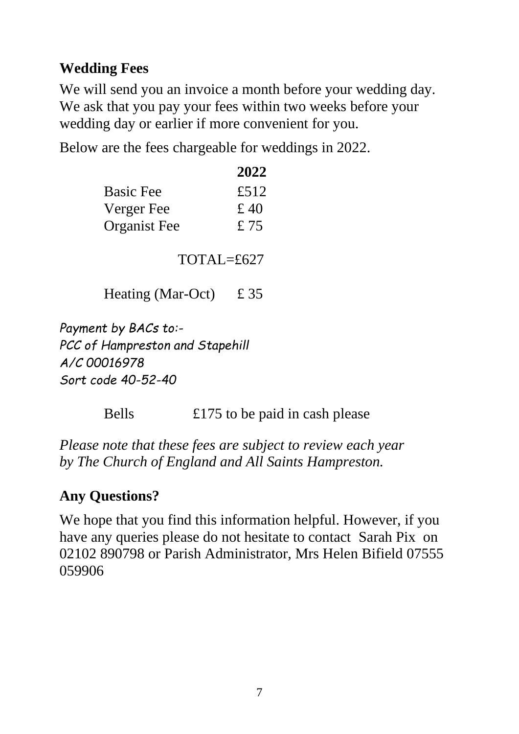## Wedding Fees

We will send you an invoice a month before your wedding day. We ask that you pay your fees within two weeks before your wedding day or earlier if more convenient for you.

Below are the fees chargeable for weddings in 2022.

| | **2022** |
|---|---|
| Basic Fee | £512 |
| Verger Fee | £ 40 |
| Organist Fee | £ 75 |
| | TOTAL=£627 |
| Heating (Mar-Oct) | £ 35 |

*Payment by BACs to:-*
*PCC of Hampreston and Stapehill*
*A/C 00016978*
*Sort code 40-52-40*

Bells £175 to be paid in cash please

*Please note that these fees are subject to review each year by The Church of England and All Saints Hampreston.*

## Any Questions?

We hope that you find this information helpful. However, if you have any queries please do not hesitate to contact Sarah Pix on 02102 890798 or Parish Administrator, Mrs Helen Bifield 07555 059906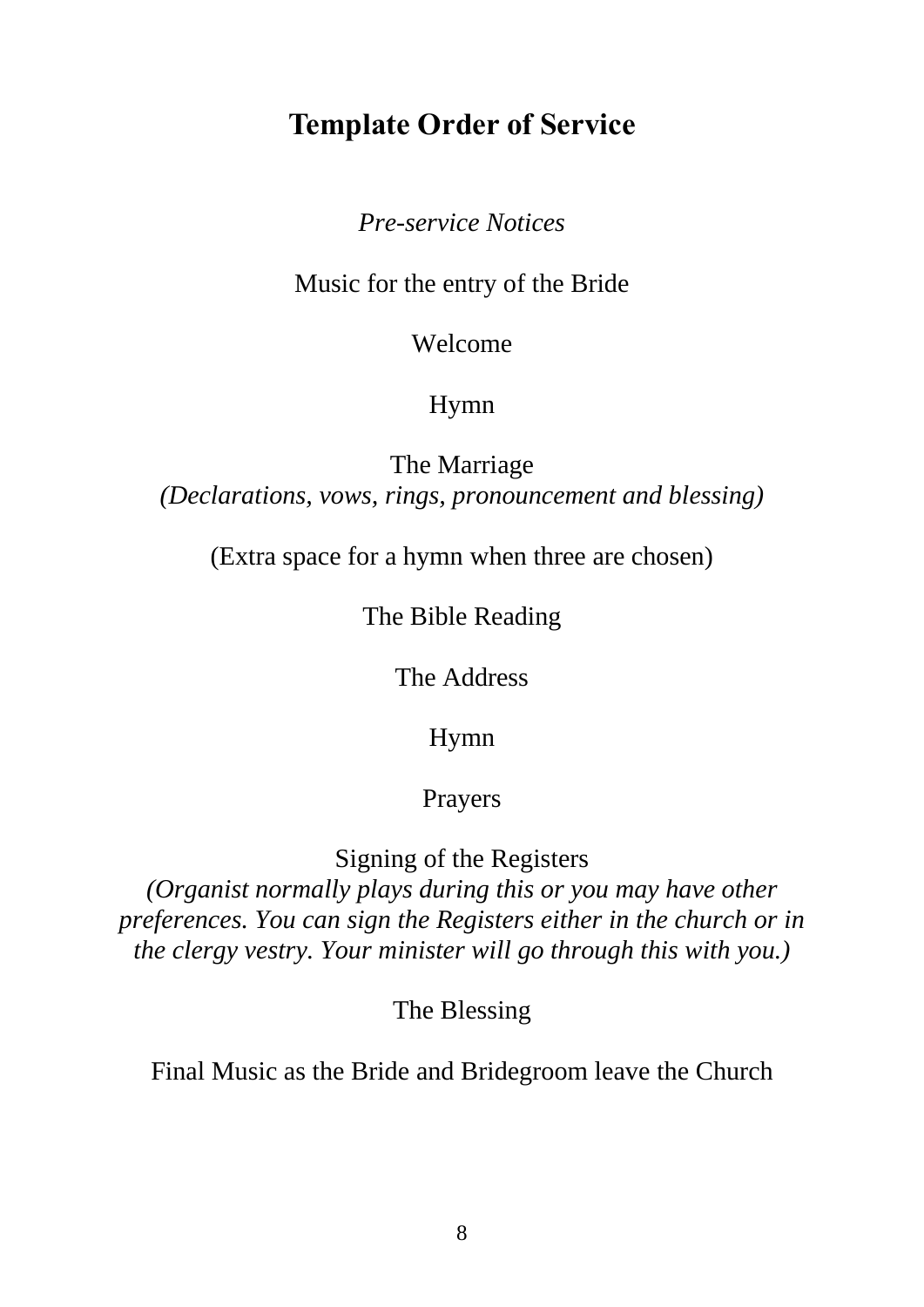## Template Order of Service

*Pre-service Notices*

Music for the entry of the Bride

Welcome

Hymn

The Marriage
*(Declarations, vows, rings, pronouncement and blessing)*

(Extra space for a hymn when three are chosen)

The Bible Reading

The Address

Hymn

Prayers

Signing of the Registers
*(Organist normally plays during this or you may have other preferences. You can sign the Registers either in the church or in the clergy vestry. Your minister will go through this with you.)*

The Blessing

Final Music as the Bride and Bridegroom leave the Church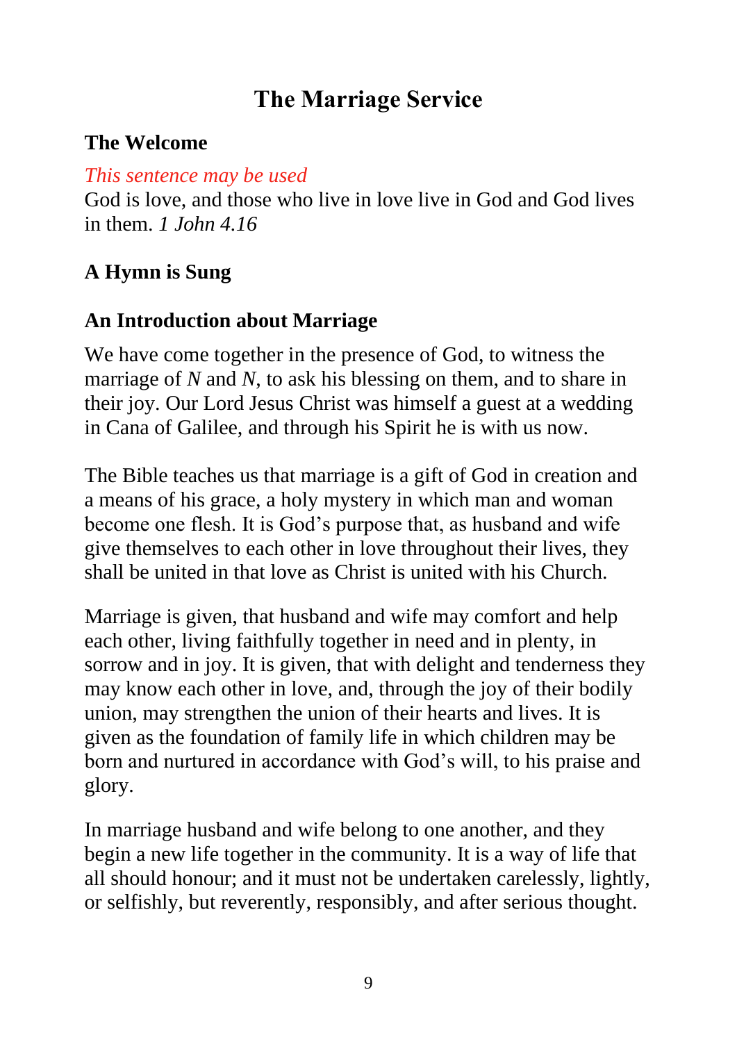# The Marriage Service

## The Welcome

*This sentence may be used*

God is love, and those who live in love live in God and God lives in them. *1 John 4.16*

## A Hymn is Sung

## An Introduction about Marriage

We have come together in the presence of God, to witness the marriage of *N* and *N*, to ask his blessing on them, and to share in their joy. Our Lord Jesus Christ was himself a guest at a wedding in Cana of Galilee, and through his Spirit he is with us now.

The Bible teaches us that marriage is a gift of God in creation and a means of his grace, a holy mystery in which man and woman become one flesh. It is God's purpose that, as husband and wife give themselves to each other in love throughout their lives, they shall be united in that love as Christ is united with his Church.

Marriage is given, that husband and wife may comfort and help each other, living faithfully together in need and in plenty, in sorrow and in joy. It is given, that with delight and tenderness they may know each other in love, and, through the joy of their bodily union, may strengthen the union of their hearts and lives. It is given as the foundation of family life in which children may be born and nurtured in accordance with God's will, to his praise and glory.

In marriage husband and wife belong to one another, and they begin a new life together in the community. It is a way of life that all should honour; and it must not be undertaken carelessly, lightly, or selfishly, but reverently, responsibly, and after serious thought.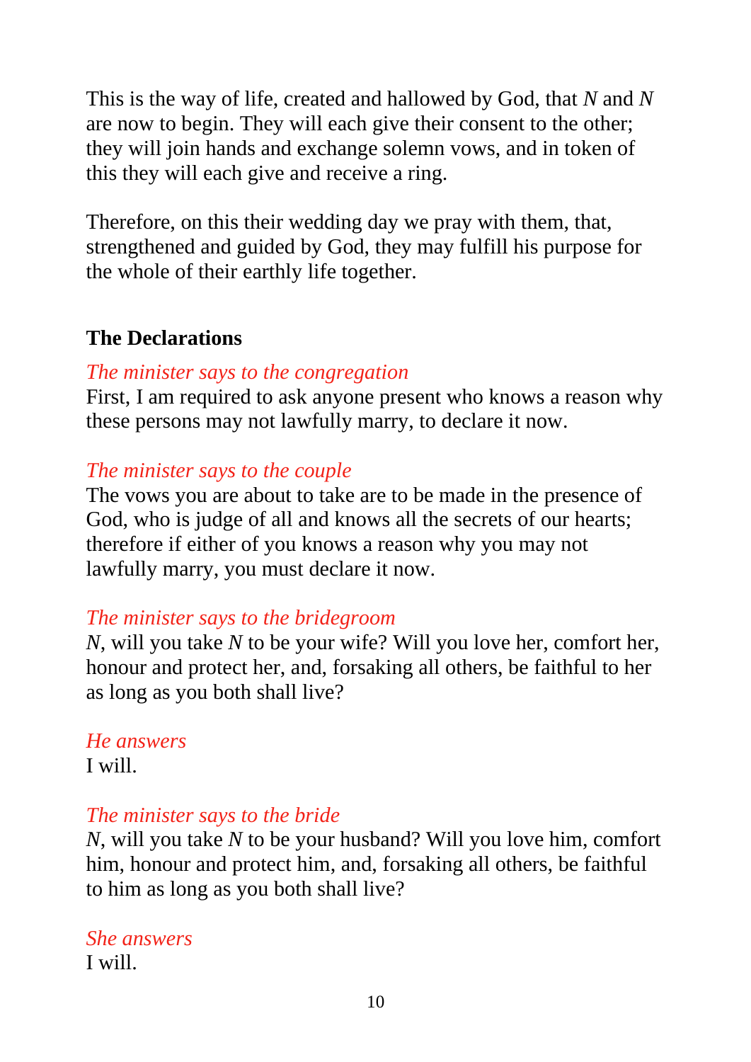This is the way of life, created and hallowed by God, that *N* and *N* are now to begin. They will each give their consent to the other; they will join hands and exchange solemn vows, and in token of this they will each give and receive a ring.

Therefore, on this their wedding day we pray with them, that, strengthened and guided by God, they may fulfill his purpose for the whole of their earthly life together.

## The Declarations

*The minister says to the congregation*
First, I am required to ask anyone present who knows a reason why these persons may not lawfully marry, to declare it now.

*The minister says to the couple*
The vows you are about to take are to be made in the presence of God, who is judge of all and knows all the secrets of our hearts; therefore if either of you knows a reason why you may not lawfully marry, you must declare it now.

*The minister says to the bridegroom*
*N*, will you take *N* to be your wife? Will you love her, comfort her, honour and protect her, and, forsaking all others, be faithful to her as long as you both shall live?

*He answers*
I will.

*The minister says to the bride*
*N*, will you take *N* to be your husband? Will you love him, comfort him, honour and protect him, and, forsaking all others, be faithful to him as long as you both shall live?

*She answers*
I will.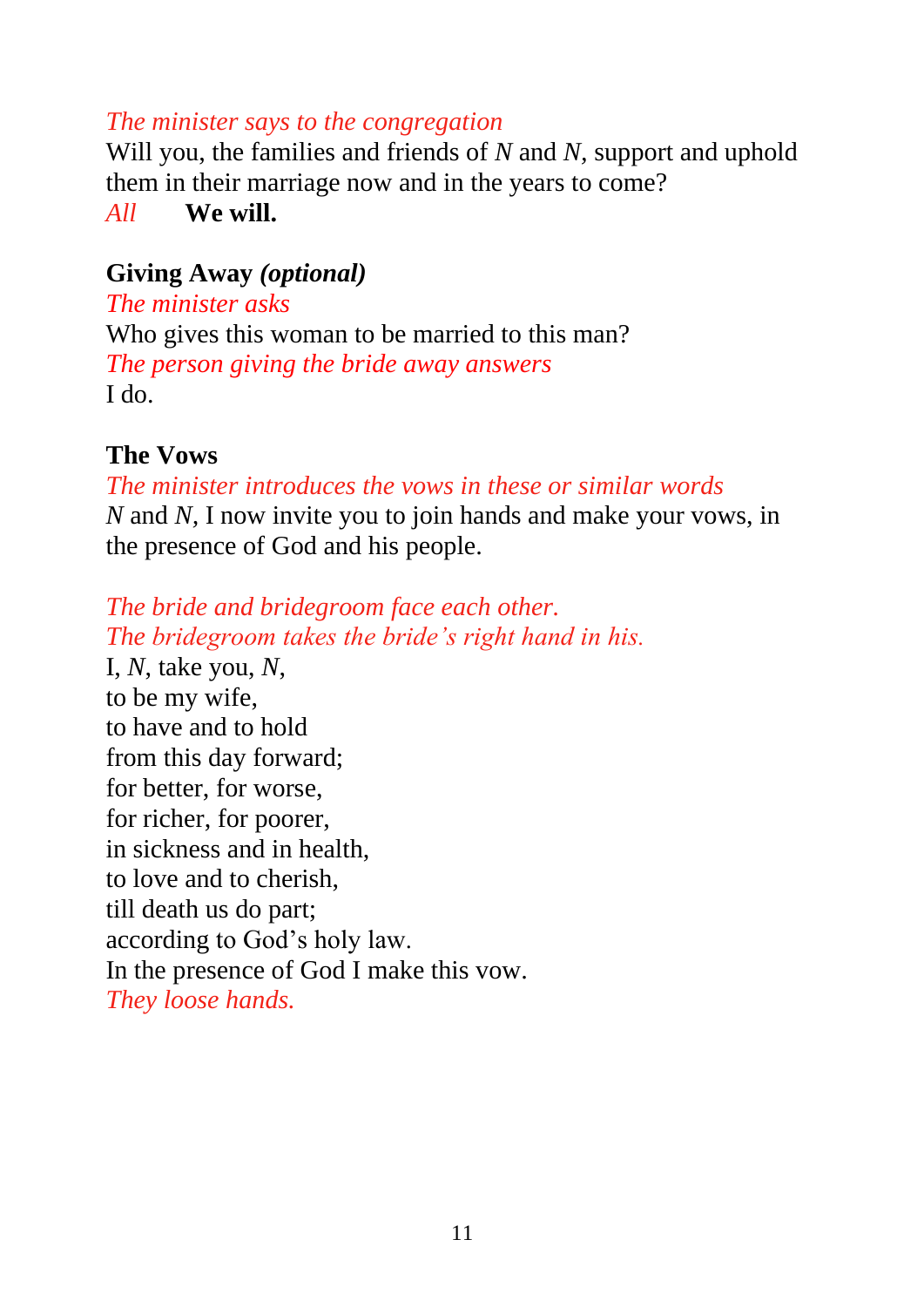*The minister says to the congregation*

Will you, the families and friends of *N* and *N*, support and uphold them in their marriage now and in the years to come?

*All* **We will.**

**Giving Away *(optional)***

*The minister asks*

Who gives this woman to be married to this man?

*The person giving the bride away answers*

I do.

**The Vows**

*The minister introduces the vows in these or similar words*

*N* and *N*, I now invite you to join hands and make your vows, in the presence of God and his people.

*The bride and bridegroom face each other.*
*The bridegroom takes the bride's right hand in his.*

I, *N*, take you, *N*,
to be my wife,
to have and to hold
from this day forward;
for better, for worse,
for richer, for poorer,
in sickness and in health,
to love and to cherish,
till death us do part;
according to God's holy law.
In the presence of God I make this vow.

*They loose hands.*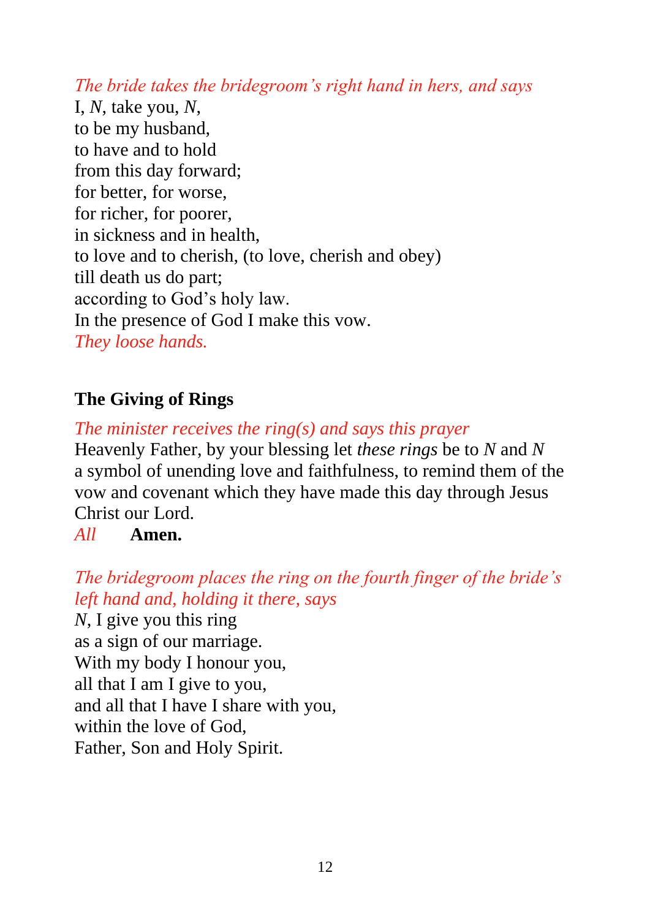*The bride takes the bridegroom's right hand in hers, and says*

I, *N*, take you, *N*,
to be my husband,
to have and to hold
from this day forward;
for better, for worse,
for richer, for poorer,
in sickness and in health,
to love and to cherish, (to love, cherish and obey)
till death us do part;
according to God's holy law.
In the presence of God I make this vow.

*They loose hands.*

## The Giving of Rings

*The minister receives the ring(s) and says this prayer*

Heavenly Father, by your blessing let *these rings* be to *N* and *N* a symbol of unending love and faithfulness, to remind them of the vow and covenant which they have made this day through Jesus Christ our Lord.

*All* **Amen.**

*The bridegroom places the ring on the fourth finger of the bride's left hand and, holding it there, says*

*N*, I give you this ring
as a sign of our marriage.
With my body I honour you,
all that I am I give to you,
and all that I have I share with you,
within the love of God,
Father, Son and Holy Spirit.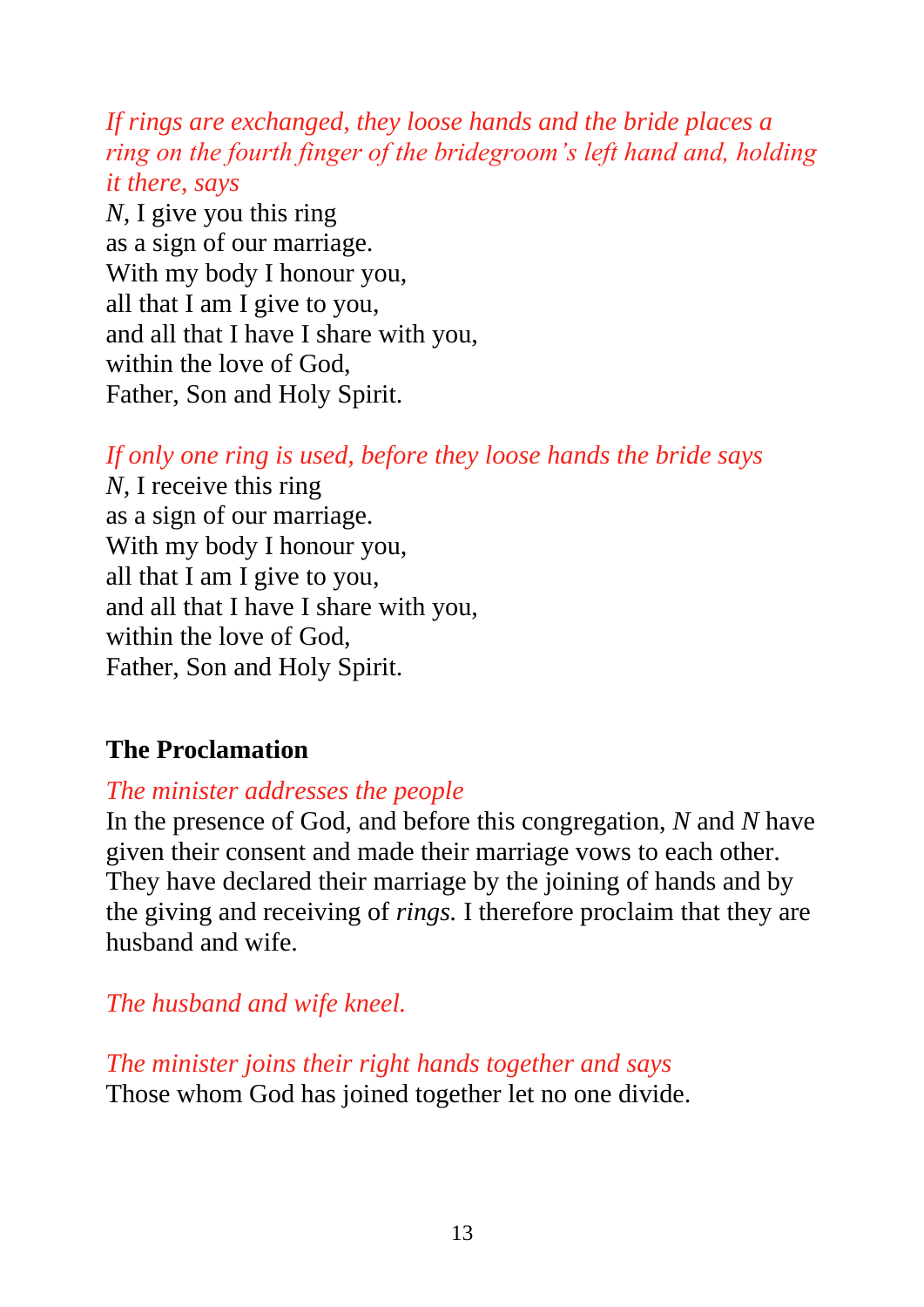*If rings are exchanged, they loose hands and the bride places a ring on the fourth finger of the bridegroom's left hand and, holding it there, says*

*N*, I give you this ring  
as a sign of our marriage.  
With my body I honour you,  
all that I am I give to you,  
and all that I have I share with you,  
within the love of God,  
Father, Son and Holy Spirit.

*If only one ring is used, before they loose hands the bride says*

*N*, I receive this ring  
as a sign of our marriage.  
With my body I honour you,  
all that I am I give to you,  
and all that I have I share with you,  
within the love of God,  
Father, Son and Holy Spirit.

## The Proclamation

*The minister addresses the people*

In the presence of God, and before this congregation, *N* and *N* have given their consent and made their marriage vows to each other. They have declared their marriage by the joining of hands and by the giving and receiving of *rings.* I therefore proclaim that they are husband and wife.

*The husband and wife kneel.*

*The minister joins their right hands together and says*

Those whom God has joined together let no one divide.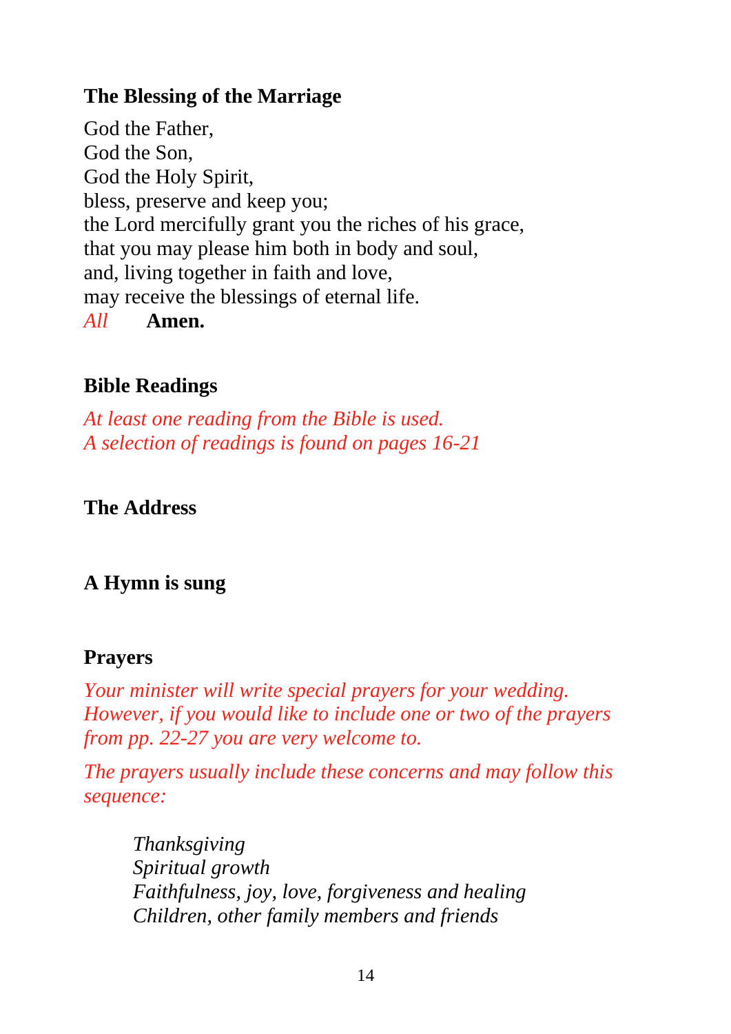## The Blessing of the Marriage

God the Father,
God the Son,
God the Holy Spirit,
bless, preserve and keep you;
the Lord mercifully grant you the riches of his grace,
that you may please him both in body and soul,
and, living together in faith and love,
may receive the blessings of eternal life.

*All* **Amen.**

## Bible Readings

*At least one reading from the Bible is used.*
*A selection of readings is found on pages 16-21*

## The Address

## A Hymn is sung

## Prayers

*Your minister will write special prayers for your wedding. However, if you would like to include one or two of the prayers from pp. 22-27 you are very welcome to.*

*The prayers usually include these concerns and may follow this sequence:*

> *Thanksgiving*
> *Spiritual growth*
> *Faithfulness, joy, love, forgiveness and healing*
> *Children, other family members and friends*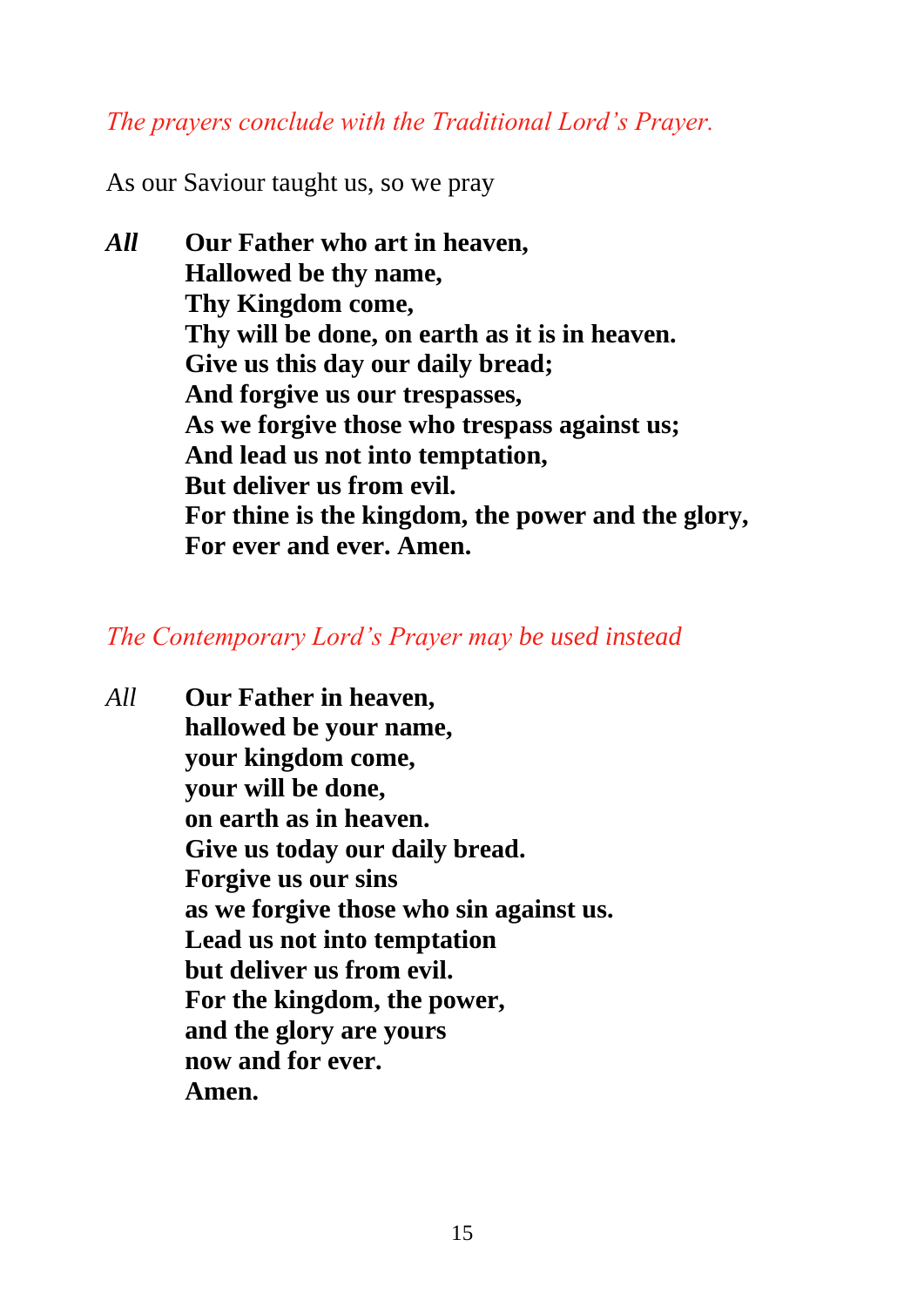*The prayers conclude with the Traditional Lord's Prayer.*

As our Saviour taught us, so we pray

***All*** **Our Father who art in heaven,**
**Hallowed be thy name,**
**Thy Kingdom come,**
**Thy will be done, on earth as it is in heaven.**
**Give us this day our daily bread;**
**And forgive us our trespasses,**
**As we forgive those who trespass against us;**
**And lead us not into temptation,**
**But deliver us from evil.**
**For thine is the kingdom, the power and the glory,**
**For ever and ever. Amen.**

*The Contemporary Lord's Prayer may be used instead*

*All* **Our Father in heaven,**
**hallowed be your name,**
**your kingdom come,**
**your will be done,**
**on earth as in heaven.**
**Give us today our daily bread.**
**Forgive us our sins**
**as we forgive those who sin against us.**
**Lead us not into temptation**
**but deliver us from evil.**
**For the kingdom, the power,**
**and the glory are yours**
**now and for ever.**
**Amen.**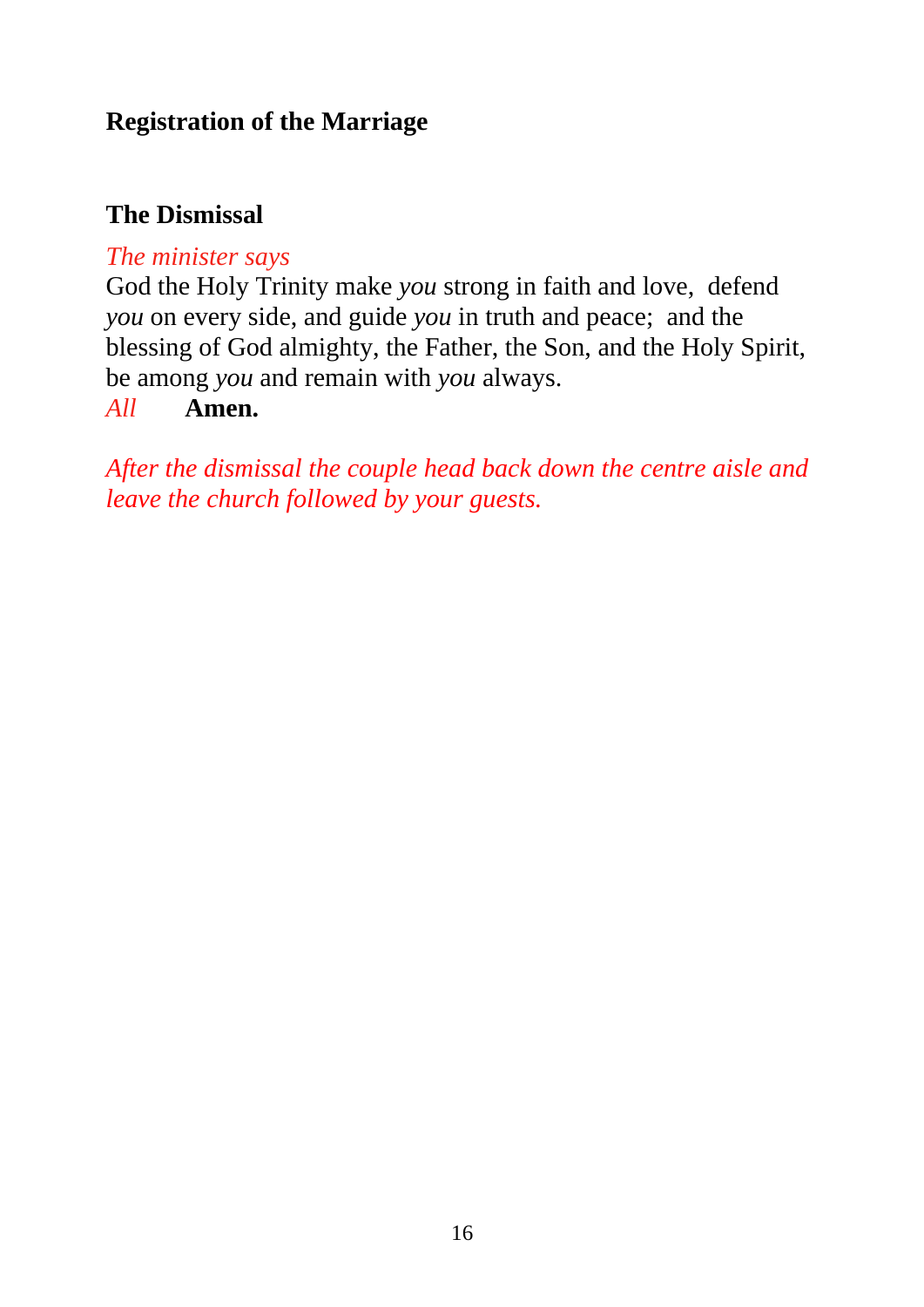### Registration of the Marriage

### The Dismissal

*The minister says*

God the Holy Trinity make *you* strong in faith and love, defend *you* on every side, and guide *you* in truth and peace; and the blessing of God almighty, the Father, the Son, and the Holy Spirit, be among *you* and remain with *you* always.

*All* **Amen.**

*After the dismissal the couple head back down the centre aisle and leave the church followed by your guests.*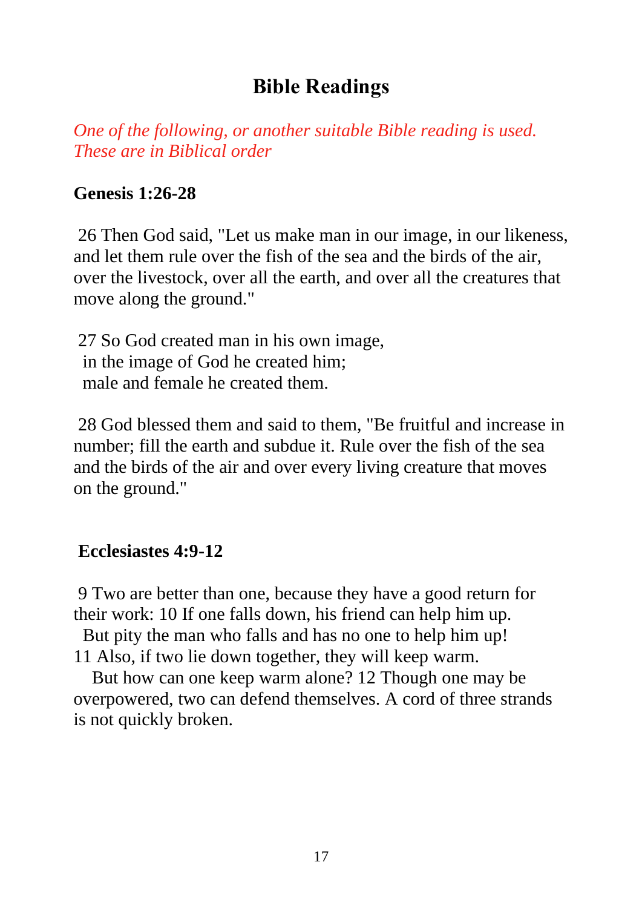## Bible Readings

*One of the following, or another suitable Bible reading is used. These are in Biblical order*

**Genesis 1:26-28**

26 Then God said, "Let us make man in our image, in our likeness, and let them rule over the fish of the sea and the birds of the air, over the livestock, over all the earth, and over all the creatures that move along the ground."

27 So God created man in his own image,
in the image of God he created him;
male and female he created them.

28 God blessed them and said to them, "Be fruitful and increase in number; fill the earth and subdue it. Rule over the fish of the sea and the birds of the air and over every living creature that moves on the ground."

**Ecclesiastes 4:9-12**

9 Two are better than one, because they have a good return for their work: 10 If one falls down, his friend can help him up.
But pity the man who falls and has no one to help him up!
11 Also, if two lie down together, they will keep warm.
But how can one keep warm alone? 12 Though one may be overpowered, two can defend themselves. A cord of three strands is not quickly broken.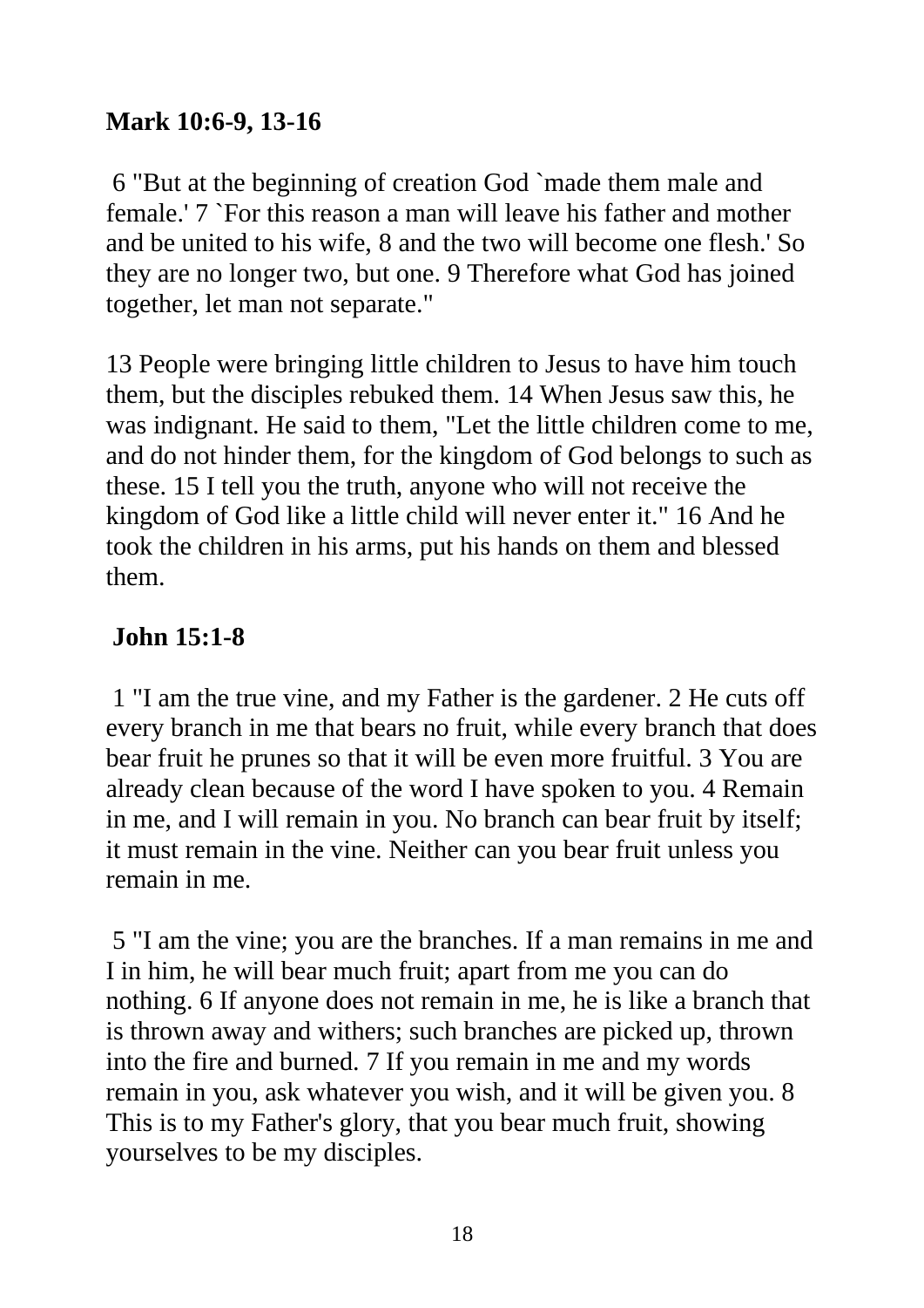**Mark 10:6-9, 13-16**

6 "But at the beginning of creation God `made them male and female.' 7 `For this reason a man will leave his father and mother and be united to his wife, 8 and the two will become one flesh.' So they are no longer two, but one. 9 Therefore what God has joined together, let man not separate."

13 People were bringing little children to Jesus to have him touch them, but the disciples rebuked them. 14 When Jesus saw this, he was indignant. He said to them, "Let the little children come to me, and do not hinder them, for the kingdom of God belongs to such as these. 15 I tell you the truth, anyone who will not receive the kingdom of God like a little child will never enter it." 16 And he took the children in his arms, put his hands on them and blessed them.

**John 15:1-8**

1 "I am the true vine, and my Father is the gardener. 2 He cuts off every branch in me that bears no fruit, while every branch that does bear fruit he prunes so that it will be even more fruitful. 3 You are already clean because of the word I have spoken to you. 4 Remain in me, and I will remain in you. No branch can bear fruit by itself; it must remain in the vine. Neither can you bear fruit unless you remain in me.

5 "I am the vine; you are the branches. If a man remains in me and I in him, he will bear much fruit; apart from me you can do nothing. 6 If anyone does not remain in me, he is like a branch that is thrown away and withers; such branches are picked up, thrown into the fire and burned. 7 If you remain in me and my words remain in you, ask whatever you wish, and it will be given you. 8 This is to my Father's glory, that you bear much fruit, showing yourselves to be my disciples.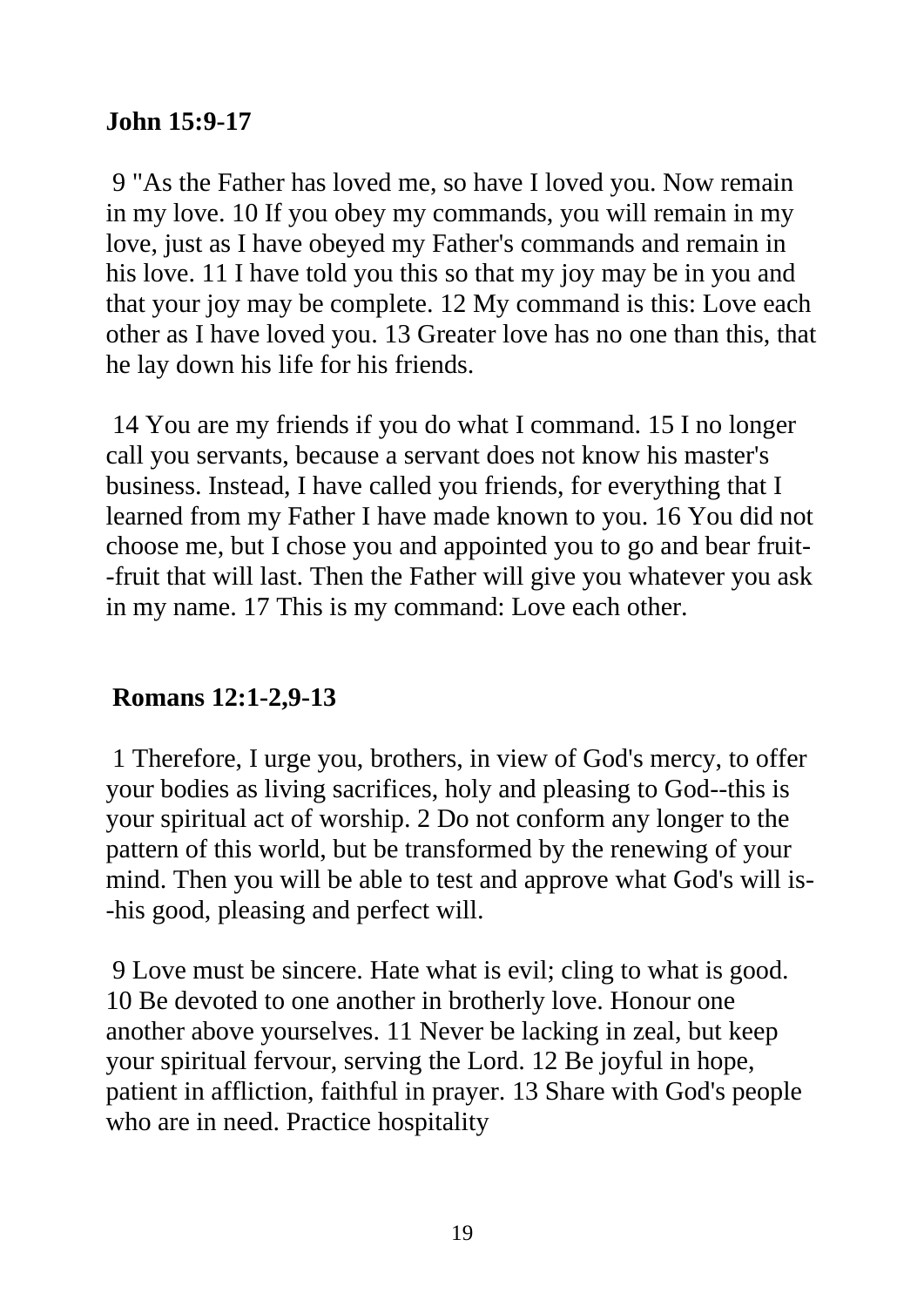**John 15:9-17**

9 "As the Father has loved me, so have I loved you. Now remain in my love. 10 If you obey my commands, you will remain in my love, just as I have obeyed my Father's commands and remain in his love. 11 I have told you this so that my joy may be in you and that your joy may be complete. 12 My command is this: Love each other as I have loved you. 13 Greater love has no one than this, that he lay down his life for his friends.

14 You are my friends if you do what I command. 15 I no longer call you servants, because a servant does not know his master's business. Instead, I have called you friends, for everything that I learned from my Father I have made known to you. 16 You did not choose me, but I chose you and appointed you to go and bear fruit--fruit that will last. Then the Father will give you whatever you ask in my name. 17 This is my command: Love each other.

**Romans 12:1-2,9-13**

1 Therefore, I urge you, brothers, in view of God's mercy, to offer your bodies as living sacrifices, holy and pleasing to God--this is your spiritual act of worship. 2 Do not conform any longer to the pattern of this world, but be transformed by the renewing of your mind. Then you will be able to test and approve what God's will is--his good, pleasing and perfect will.

9 Love must be sincere. Hate what is evil; cling to what is good. 10 Be devoted to one another in brotherly love. Honour one another above yourselves. 11 Never be lacking in zeal, but keep your spiritual fervour, serving the Lord. 12 Be joyful in hope, patient in affliction, faithful in prayer. 13 Share with God's people who are in need. Practice hospitality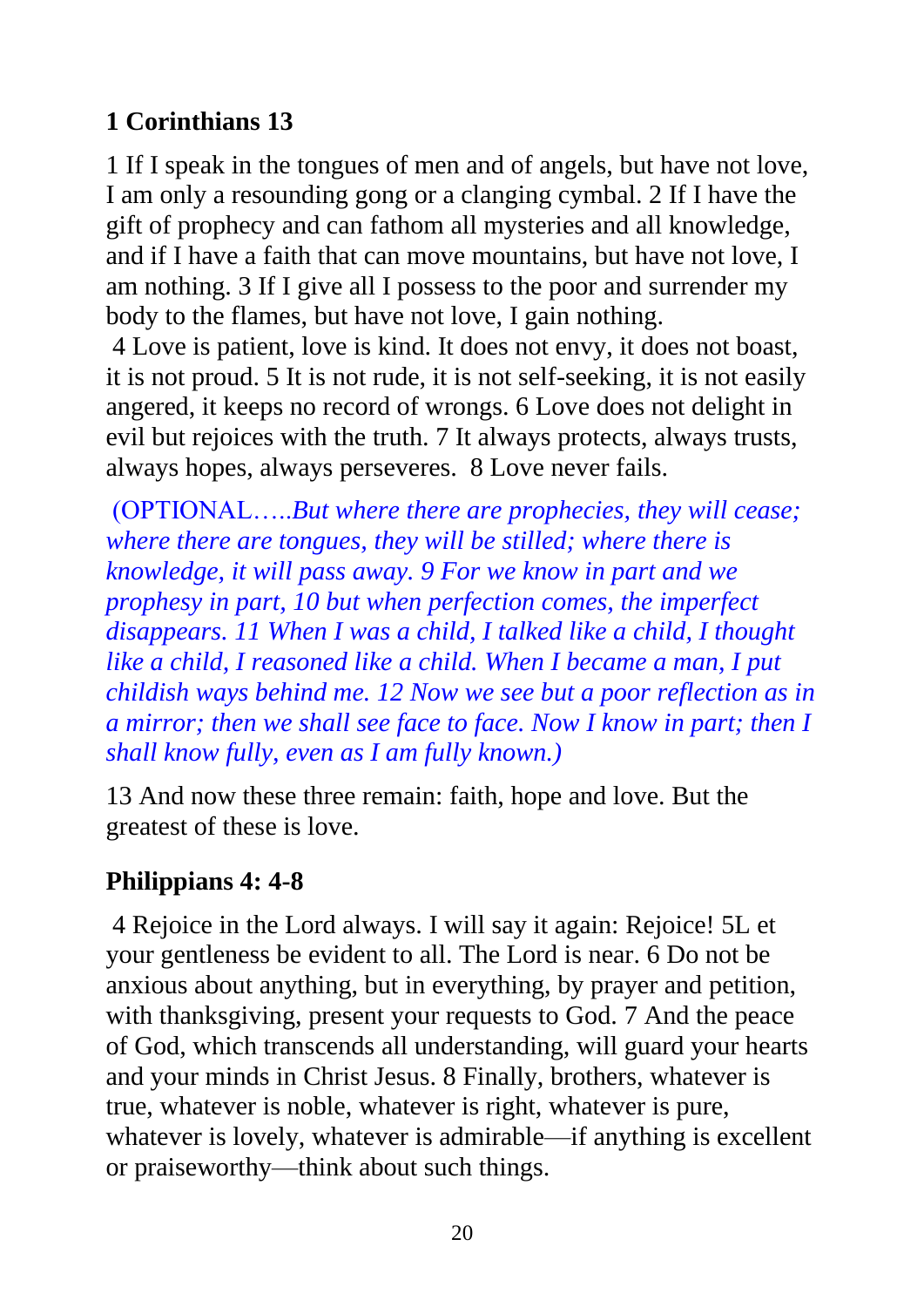**1 Corinthians 13**

1 If I speak in the tongues of men and of angels, but have not love, I am only a resounding gong or a clanging cymbal. 2 If I have the gift of prophecy and can fathom all mysteries and all knowledge, and if I have a faith that can move mountains, but have not love, I am nothing. 3 If I give all I possess to the poor and surrender my body to the flames, but have not love, I gain nothing.

4 Love is patient, love is kind. It does not envy, it does not boast, it is not proud. 5 It is not rude, it is not self-seeking, it is not easily angered, it keeps no record of wrongs. 6 Love does not delight in evil but rejoices with the truth. 7 It always protects, always trusts, always hopes, always perseveres. 8 Love never fails.

(OPTIONAL…..*But where there are prophecies, they will cease; where there are tongues, they will be stilled; where there is knowledge, it will pass away. 9 For we know in part and we prophesy in part, 10 but when perfection comes, the imperfect disappears. 11 When I was a child, I talked like a child, I thought like a child, I reasoned like a child. When I became a man, I put childish ways behind me. 12 Now we see but a poor reflection as in a mirror; then we shall see face to face. Now I know in part; then I shall know fully, even as I am fully known.)*

13 And now these three remain: faith, hope and love. But the greatest of these is love.

**Philippians 4: 4-8**

4 Rejoice in the Lord always. I will say it again: Rejoice! 5L et your gentleness be evident to all. The Lord is near. 6 Do not be anxious about anything, but in everything, by prayer and petition, with thanksgiving, present your requests to God. 7 And the peace of God, which transcends all understanding, will guard your hearts and your minds in Christ Jesus. 8 Finally, brothers, whatever is true, whatever is noble, whatever is right, whatever is pure, whatever is lovely, whatever is admirable—if anything is excellent or praiseworthy—think about such things.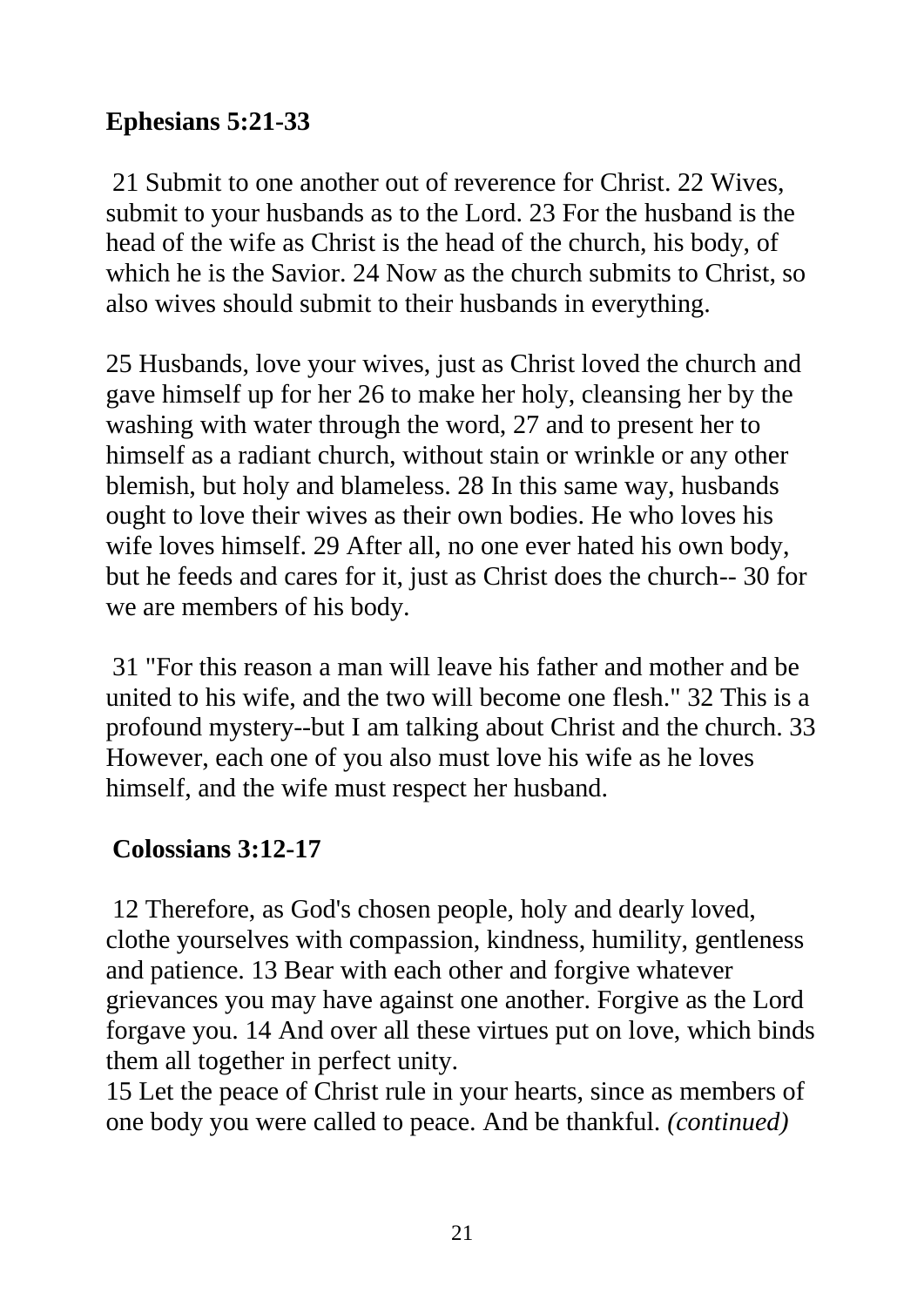**Ephesians 5:21-33**

21 Submit to one another out of reverence for Christ. 22 Wives, submit to your husbands as to the Lord. 23 For the husband is the head of the wife as Christ is the head of the church, his body, of which he is the Savior. 24 Now as the church submits to Christ, so also wives should submit to their husbands in everything.

25 Husbands, love your wives, just as Christ loved the church and gave himself up for her 26 to make her holy, cleansing her by the washing with water through the word, 27 and to present her to himself as a radiant church, without stain or wrinkle or any other blemish, but holy and blameless. 28 In this same way, husbands ought to love their wives as their own bodies. He who loves his wife loves himself. 29 After all, no one ever hated his own body, but he feeds and cares for it, just as Christ does the church-- 30 for we are members of his body.

31 "For this reason a man will leave his father and mother and be united to his wife, and the two will become one flesh." 32 This is a profound mystery--but I am talking about Christ and the church. 33 However, each one of you also must love his wife as he loves himself, and the wife must respect her husband.

**Colossians 3:12-17**

12 Therefore, as God's chosen people, holy and dearly loved, clothe yourselves with compassion, kindness, humility, gentleness and patience. 13 Bear with each other and forgive whatever grievances you may have against one another. Forgive as the Lord forgave you. 14 And over all these virtues put on love, which binds them all together in perfect unity.
15 Let the peace of Christ rule in your hearts, since as members of one body you were called to peace. And be thankful. *(continued)*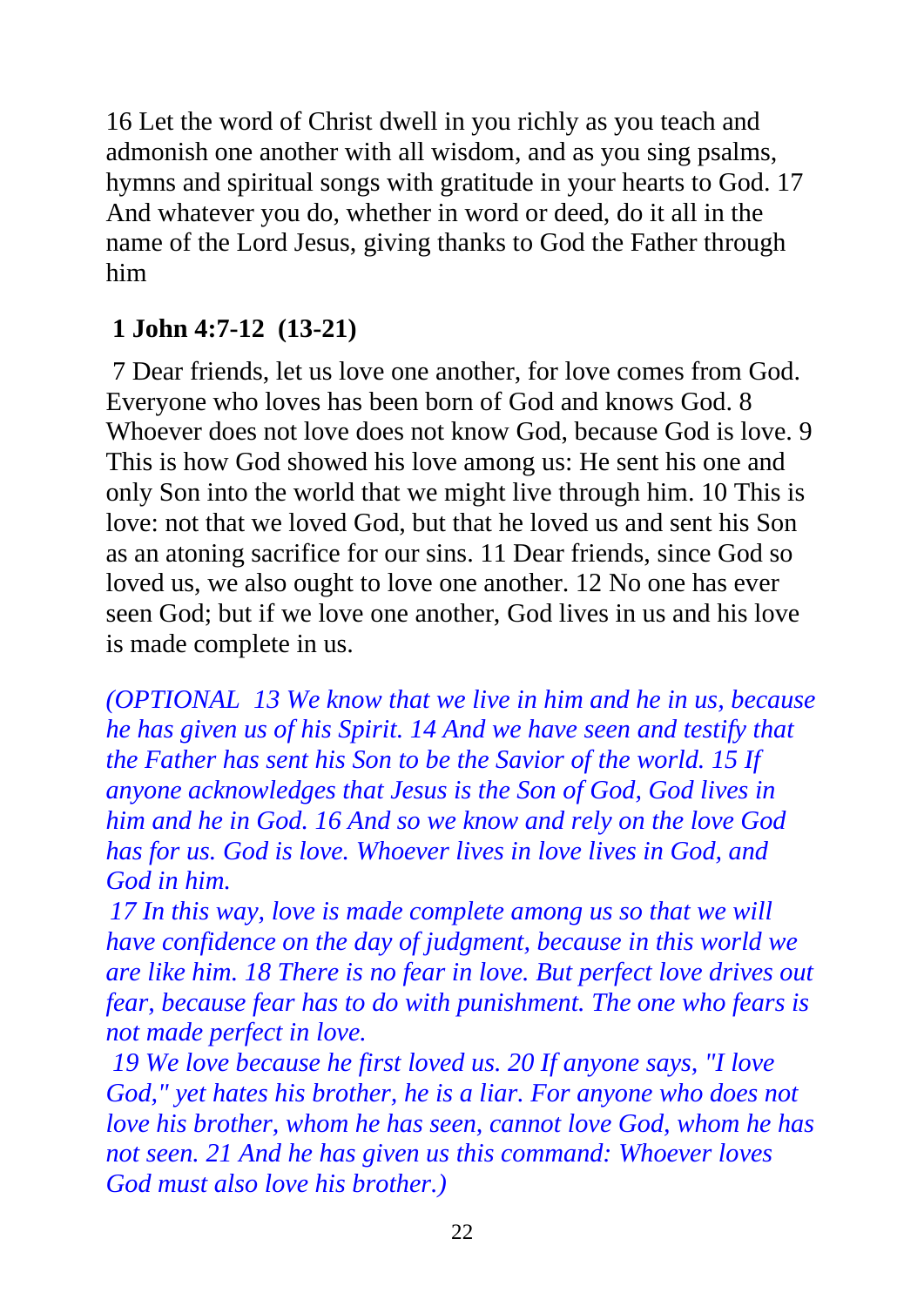16 Let the word of Christ dwell in you richly as you teach and admonish one another with all wisdom, and as you sing psalms, hymns and spiritual songs with gratitude in your hearts to God. 17 And whatever you do, whether in word or deed, do it all in the name of the Lord Jesus, giving thanks to God the Father through him

**1 John 4:7-12 (13-21)**

7 Dear friends, let us love one another, for love comes from God. Everyone who loves has been born of God and knows God. 8 Whoever does not love does not know God, because God is love. 9 This is how God showed his love among us: He sent his one and only Son into the world that we might live through him. 10 This is love: not that we loved God, but that he loved us and sent his Son as an atoning sacrifice for our sins. 11 Dear friends, since God so loved us, we also ought to love one another. 12 No one has ever seen God; but if we love one another, God lives in us and his love is made complete in us.

*(OPTIONAL 13 We know that we live in him and he in us, because he has given us of his Spirit. 14 And we have seen and testify that the Father has sent his Son to be the Savior of the world. 15 If anyone acknowledges that Jesus is the Son of God, God lives in him and he in God. 16 And so we know and rely on the love God has for us. God is love. Whoever lives in love lives in God, and God in him.*

*17 In this way, love is made complete among us so that we will have confidence on the day of judgment, because in this world we are like him. 18 There is no fear in love. But perfect love drives out fear, because fear has to do with punishment. The one who fears is not made perfect in love.*

*19 We love because he first loved us. 20 If anyone says, "I love God," yet hates his brother, he is a liar. For anyone who does not love his brother, whom he has seen, cannot love God, whom he has not seen. 21 And he has given us this command: Whoever loves God must also love his brother.)*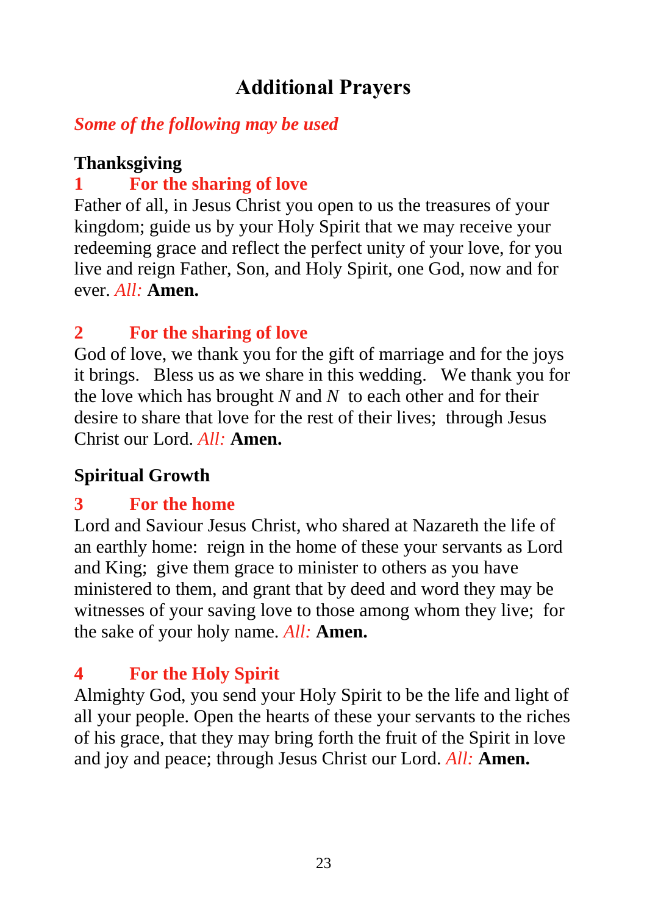# Additional Prayers

*Some of the following may be used*

**Thanksgiving**

**1 For the sharing of love**

Father of all, in Jesus Christ you open to us the treasures of your kingdom; guide us by your Holy Spirit that we may receive your redeeming grace and reflect the perfect unity of your love, for you live and reign Father, Son, and Holy Spirit, one God, now and for ever. *All:* **Amen.**

**2 For the sharing of love**

God of love, we thank you for the gift of marriage and for the joys it brings. Bless us as we share in this wedding. We thank you for the love which has brought *N* and *N* to each other and for their desire to share that love for the rest of their lives; through Jesus Christ our Lord. *All:* **Amen.**

**Spiritual Growth**

**3 For the home**

Lord and Saviour Jesus Christ, who shared at Nazareth the life of an earthly home: reign in the home of these your servants as Lord and King; give them grace to minister to others as you have ministered to them, and grant that by deed and word they may be witnesses of your saving love to those among whom they live; for the sake of your holy name. *All:* **Amen.**

**4 For the Holy Spirit**

Almighty God, you send your Holy Spirit to be the life and light of all your people. Open the hearts of these your servants to the riches of his grace, that they may bring forth the fruit of the Spirit in love and joy and peace; through Jesus Christ our Lord. *All:* **Amen.**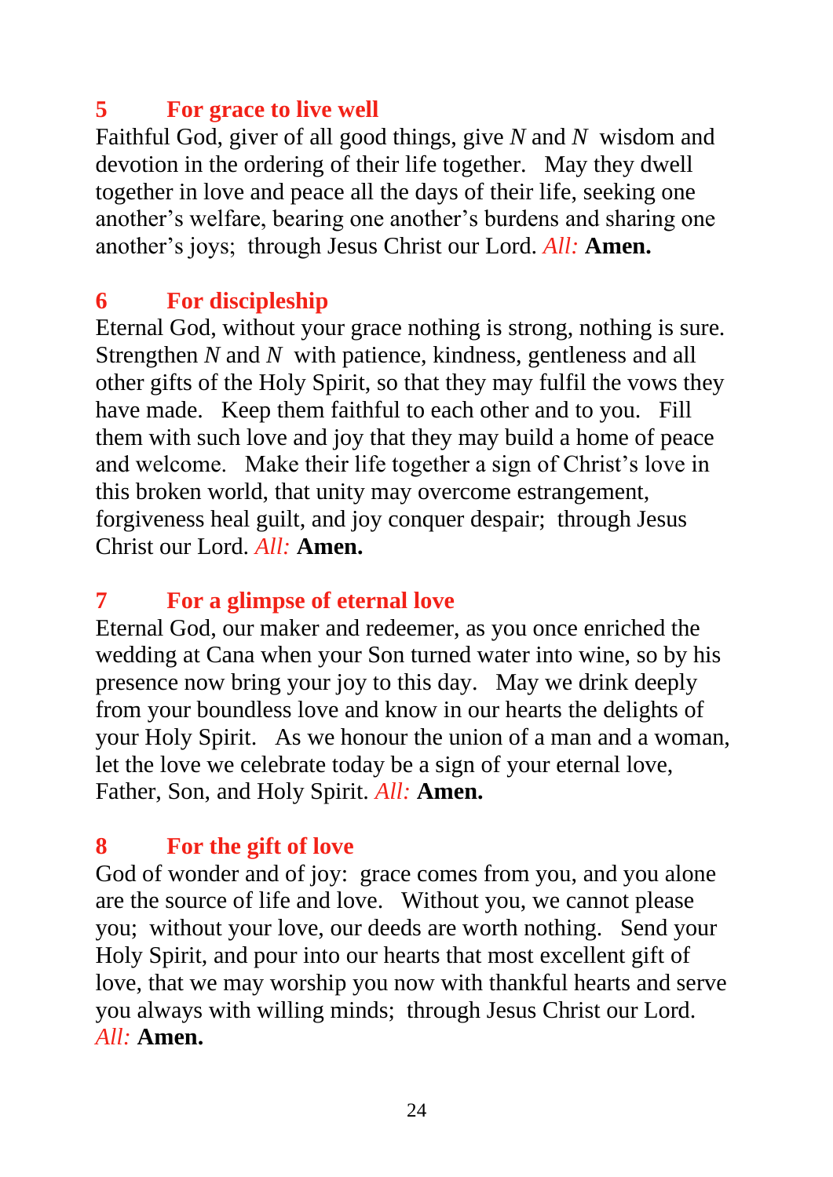## 5 For grace to live well

Faithful God, giver of all good things, give *N* and *N* wisdom and devotion in the ordering of their life together. May they dwell together in love and peace all the days of their life, seeking one another's welfare, bearing one another's burdens and sharing one another's joys; through Jesus Christ our Lord. *All:* **Amen.**

## 6 For discipleship

Eternal God, without your grace nothing is strong, nothing is sure. Strengthen *N* and *N* with patience, kindness, gentleness and all other gifts of the Holy Spirit, so that they may fulfil the vows they have made. Keep them faithful to each other and to you. Fill them with such love and joy that they may build a home of peace and welcome. Make their life together a sign of Christ's love in this broken world, that unity may overcome estrangement, forgiveness heal guilt, and joy conquer despair; through Jesus Christ our Lord. *All:* **Amen.**

## 7 For a glimpse of eternal love

Eternal God, our maker and redeemer, as you once enriched the wedding at Cana when your Son turned water into wine, so by his presence now bring your joy to this day. May we drink deeply from your boundless love and know in our hearts the delights of your Holy Spirit. As we honour the union of a man and a woman, let the love we celebrate today be a sign of your eternal love, Father, Son, and Holy Spirit. *All:* **Amen.**

## 8 For the gift of love

God of wonder and of joy: grace comes from you, and you alone are the source of life and love. Without you, we cannot please you; without your love, our deeds are worth nothing. Send your Holy Spirit, and pour into our hearts that most excellent gift of love, that we may worship you now with thankful hearts and serve you always with willing minds; through Jesus Christ our Lord. *All:* **Amen.**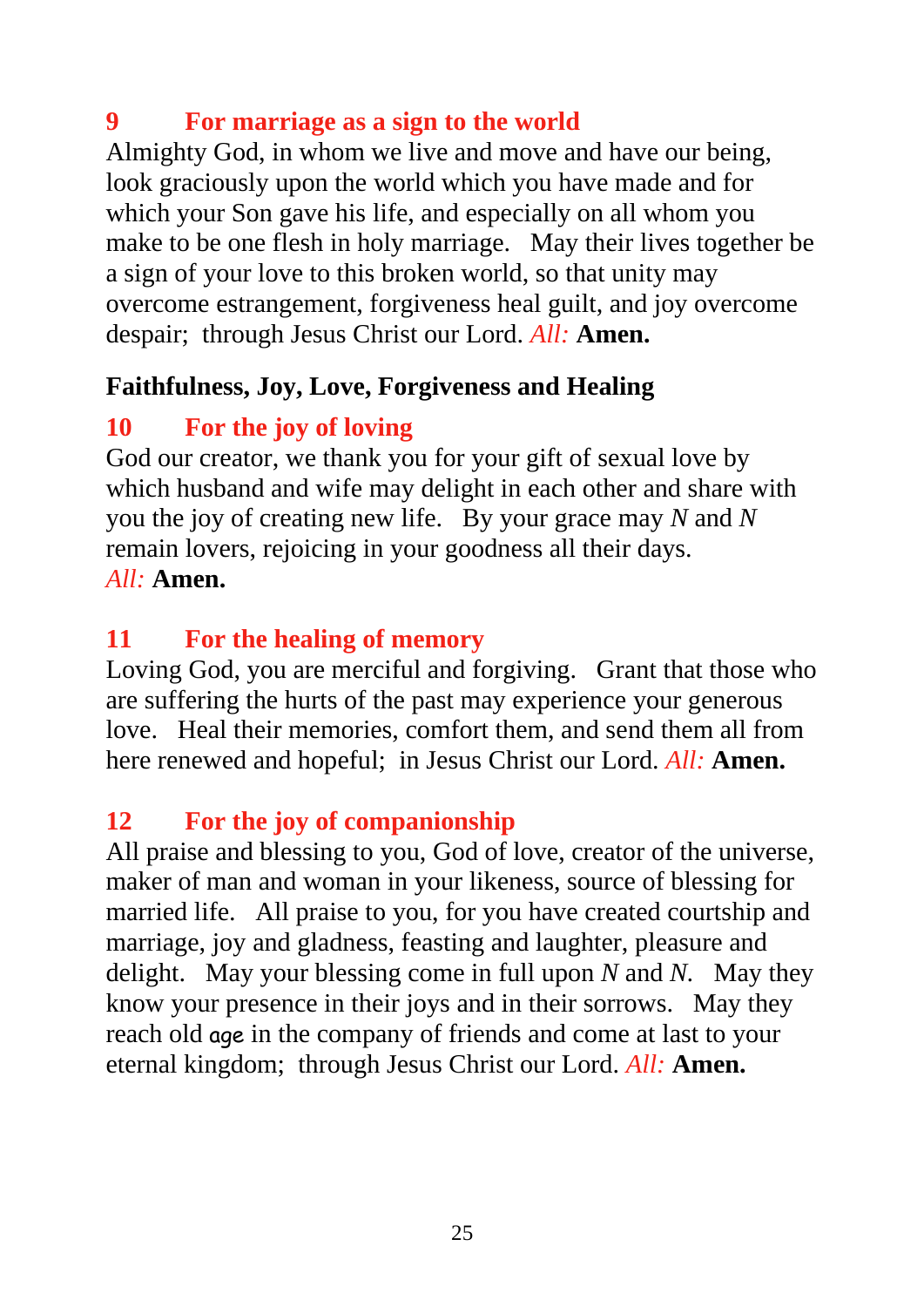### 9 For marriage as a sign to the world

Almighty God, in whom we live and move and have our being, look graciously upon the world which you have made and for which your Son gave his life, and especially on all whom you make to be one flesh in holy marriage. May their lives together be a sign of your love to this broken world, so that unity may overcome estrangement, forgiveness heal guilt, and joy overcome despair; through Jesus Christ our Lord. *All:* **Amen.**

## Faithfulness, Joy, Love, Forgiveness and Healing

### 10 For the joy of loving

God our creator, we thank you for your gift of sexual love by which husband and wife may delight in each other and share with you the joy of creating new life. By your grace may *N* and *N* remain lovers, rejoicing in your goodness all their days.
*All:* **Amen.**

### 11 For the healing of memory

Loving God, you are merciful and forgiving. Grant that those who are suffering the hurts of the past may experience your generous love. Heal their memories, comfort them, and send them all from here renewed and hopeful; in Jesus Christ our Lord. *All:* **Amen.**

### 12 For the joy of companionship

All praise and blessing to you, God of love, creator of the universe, maker of man and woman in your likeness, source of blessing for married life. All praise to you, for you have created courtship and marriage, joy and gladness, feasting and laughter, pleasure and delight. May your blessing come in full upon *N* and *N.* May they know your presence in their joys and in their sorrows. May they reach old age in the company of friends and come at last to your eternal kingdom; through Jesus Christ our Lord. *All:* **Amen.**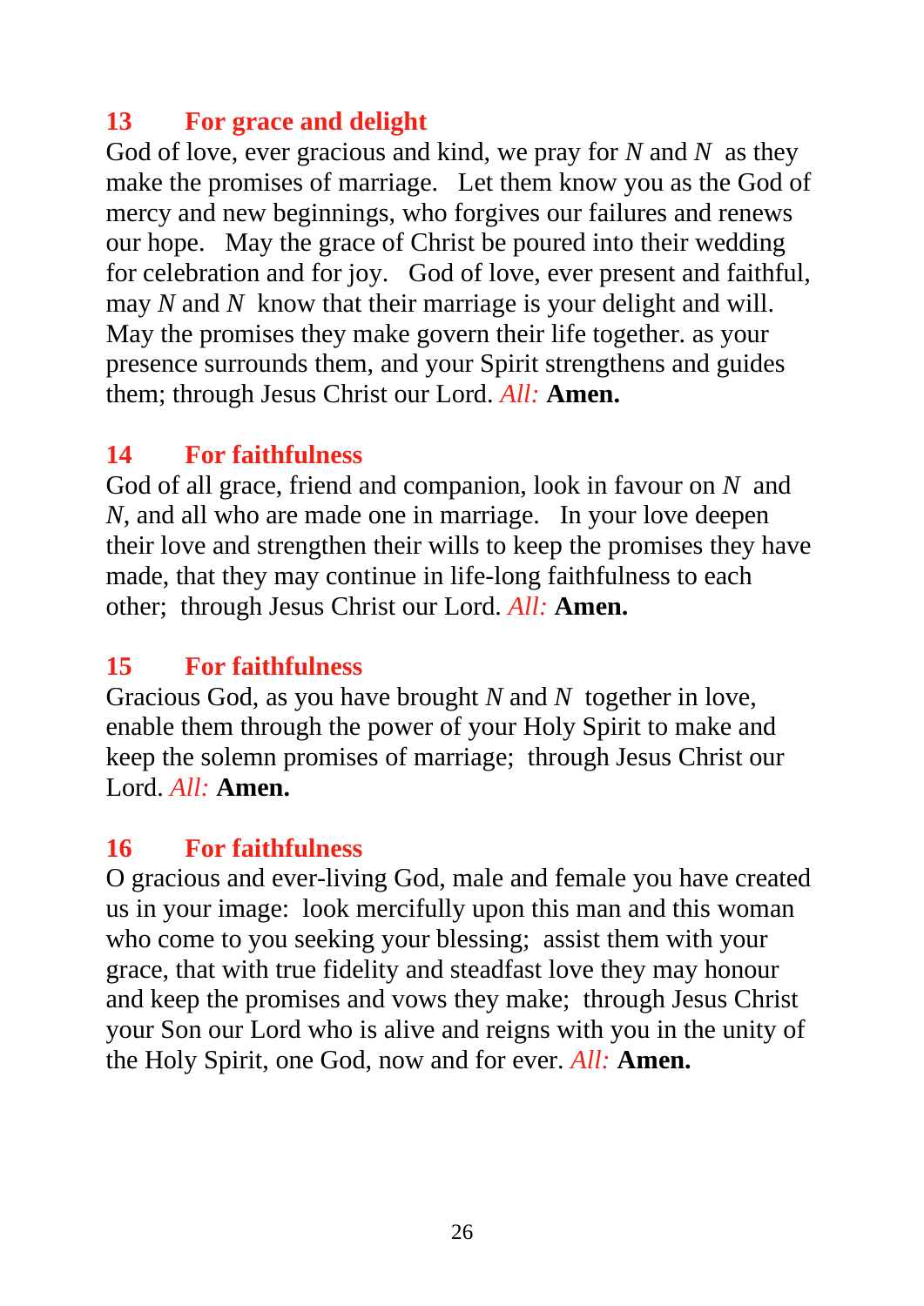## 13 For grace and delight

God of love, ever gracious and kind, we pray for *N* and *N* as they make the promises of marriage. Let them know you as the God of mercy and new beginnings, who forgives our failures and renews our hope. May the grace of Christ be poured into their wedding for celebration and for joy. God of love, ever present and faithful, may *N* and *N* know that their marriage is your delight and will. May the promises they make govern their life together. as your presence surrounds them, and your Spirit strengthens and guides them; through Jesus Christ our Lord. *All:* **Amen.**

## 14 For faithfulness

God of all grace, friend and companion, look in favour on *N* and *N*, and all who are made one in marriage. In your love deepen their love and strengthen their wills to keep the promises they have made, that they may continue in life-long faithfulness to each other; through Jesus Christ our Lord. *All:* **Amen.**

## 15 For faithfulness

Gracious God, as you have brought *N* and *N* together in love, enable them through the power of your Holy Spirit to make and keep the solemn promises of marriage; through Jesus Christ our Lord. *All:* **Amen.**

## 16 For faithfulness

O gracious and ever-living God, male and female you have created us in your image: look mercifully upon this man and this woman who come to you seeking your blessing; assist them with your grace, that with true fidelity and steadfast love they may honour and keep the promises and vows they make; through Jesus Christ your Son our Lord who is alive and reigns with you in the unity of the Holy Spirit, one God, now and for ever. *All:* **Amen.**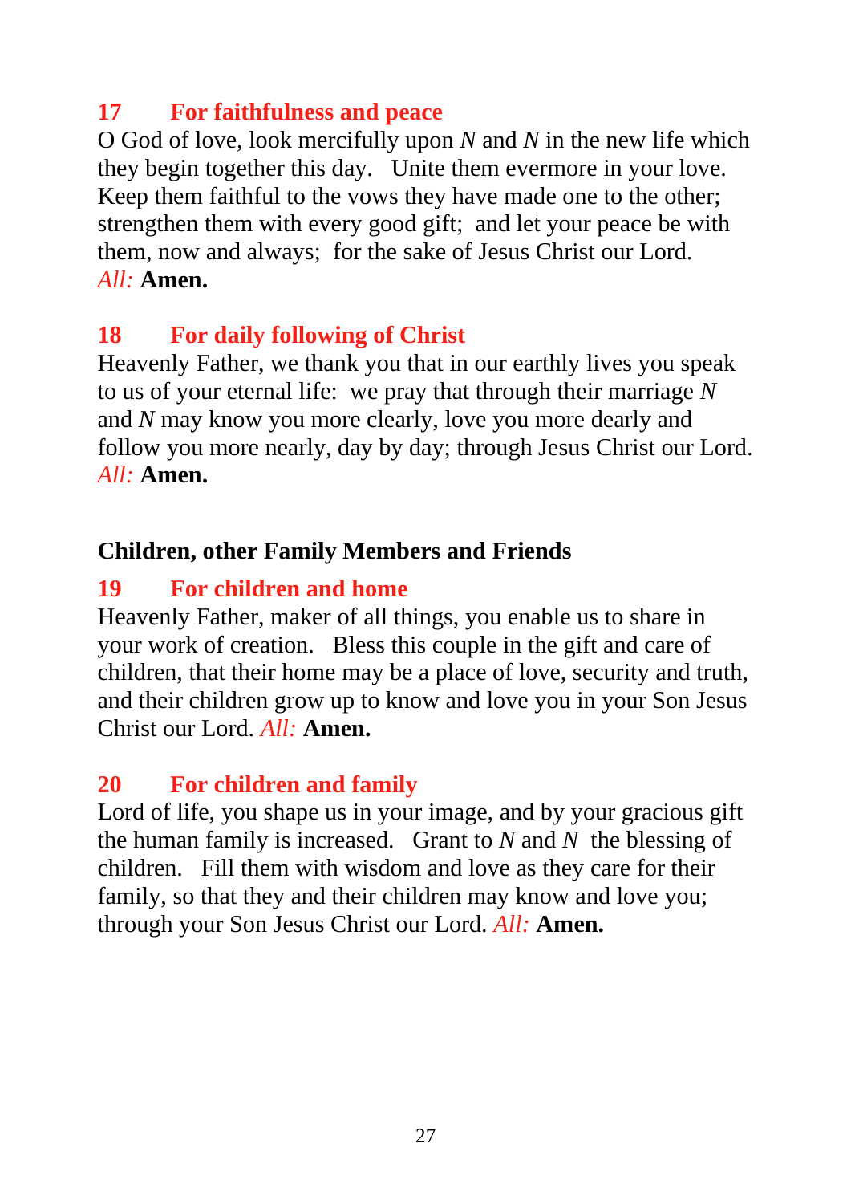### 17 For faithfulness and peace

O God of love, look mercifully upon *N* and *N* in the new life which they begin together this day. Unite them evermore in your love. Keep them faithful to the vows they have made one to the other; strengthen them with every good gift; and let your peace be with them, now and always; for the sake of Jesus Christ our Lord.
*All:* **Amen.**

### 18 For daily following of Christ

Heavenly Father, we thank you that in our earthly lives you speak to us of your eternal life: we pray that through their marriage *N* and *N* may know you more clearly, love you more dearly and follow you more nearly, day by day; through Jesus Christ our Lord.
*All:* **Amen.**

## Children, other Family Members and Friends

### 19 For children and home

Heavenly Father, maker of all things, you enable us to share in your work of creation. Bless this couple in the gift and care of children, that their home may be a place of love, security and truth, and their children grow up to know and love you in your Son Jesus Christ our Lord. *All:* **Amen.**

### 20 For children and family

Lord of life, you shape us in your image, and by your gracious gift the human family is increased. Grant to *N* and *N* the blessing of children. Fill them with wisdom and love as they care for their family, so that they and their children may know and love you; through your Son Jesus Christ our Lord. *All:* **Amen.**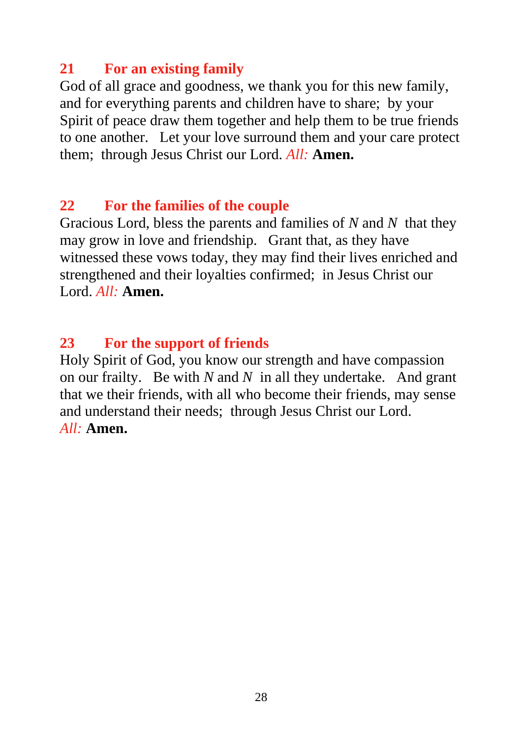## 21 For an existing family

God of all grace and goodness, we thank you for this new family, and for everything parents and children have to share; by your Spirit of peace draw them together and help them to be true friends to one another. Let your love surround them and your care protect them; through Jesus Christ our Lord. *All:* **Amen.**

## 22 For the families of the couple

Gracious Lord, bless the parents and families of *N* and *N* that they may grow in love and friendship. Grant that, as they have witnessed these vows today, they may find their lives enriched and strengthened and their loyalties confirmed; in Jesus Christ our Lord. *All:* **Amen.**

## 23 For the support of friends

Holy Spirit of God, you know our strength and have compassion on our frailty. Be with *N* and *N* in all they undertake. And grant that we their friends, with all who become their friends, may sense and understand their needs; through Jesus Christ our Lord.
*All:* **Amen.**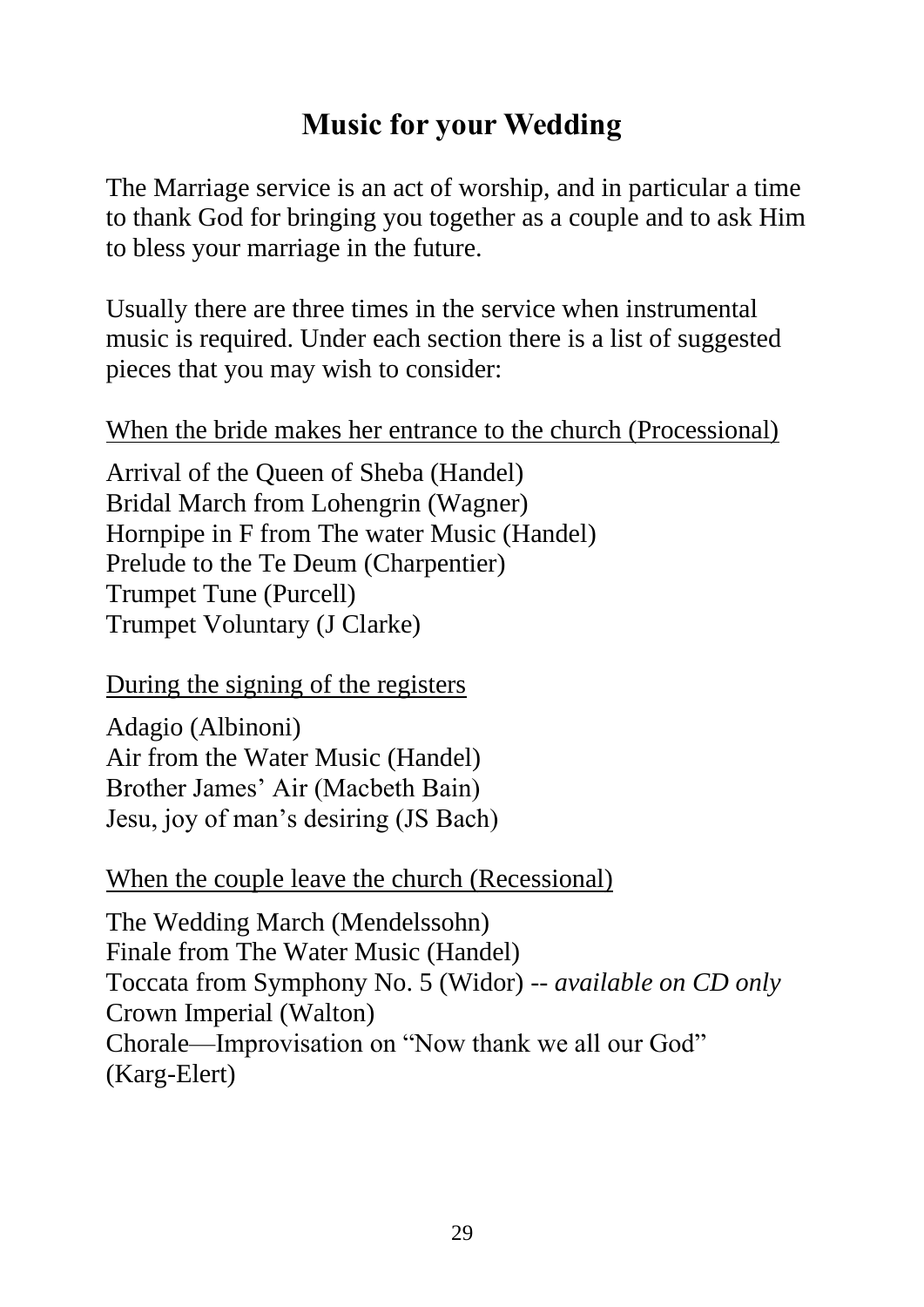# Music for your Wedding

The Marriage service is an act of worship, and in particular a time to thank God for bringing you together as a couple and to ask Him to bless your marriage in the future.

Usually there are three times in the service when instrumental music is required. Under each section there is a list of suggested pieces that you may wish to consider:

<u>When the bride makes her entrance to the church (Processional)</u>

Arrival of the Queen of Sheba (Handel)
Bridal March from Lohengrin (Wagner)
Hornpipe in F from The water Music (Handel)
Prelude to the Te Deum (Charpentier)
Trumpet Tune (Purcell)
Trumpet Voluntary (J Clarke)

<u>During the signing of the registers</u>

Adagio (Albinoni)
Air from the Water Music (Handel)
Brother James' Air (Macbeth Bain)
Jesu, joy of man's desiring (JS Bach)

<u>When the couple leave the church (Recessional)</u>

The Wedding March (Mendelssohn)
Finale from The Water Music (Handel)
Toccata from Symphony No. 5 (Widor) -- *available on CD only*
Crown Imperial (Walton)
Chorale—Improvisation on "Now thank we all our God" (Karg-Elert)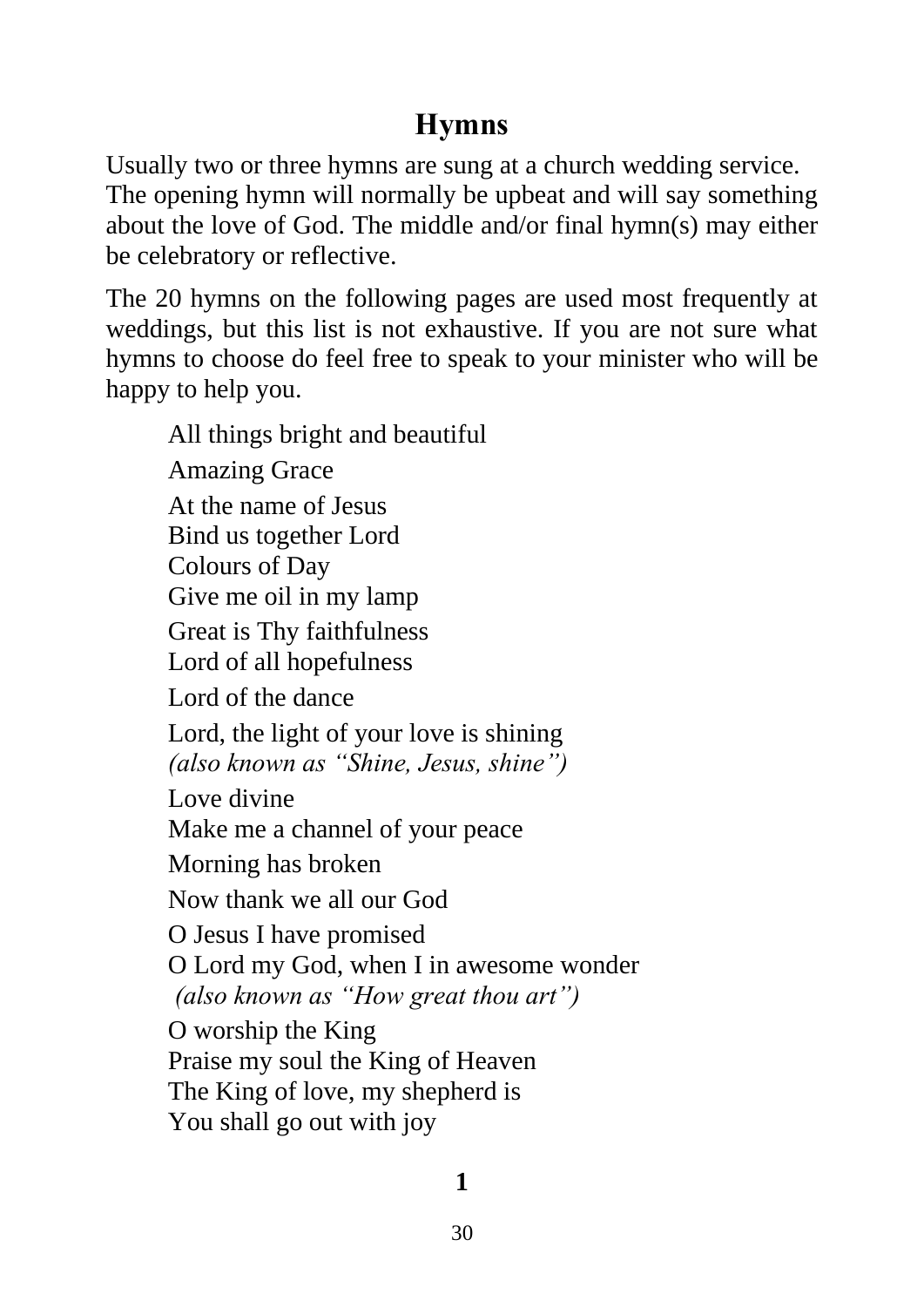# Hymns

Usually two or three hymns are sung at a church wedding service. The opening hymn will normally be upbeat and will say something about the love of God. The middle and/or final hymn(s) may either be celebratory or reflective.

The 20 hymns on the following pages are used most frequently at weddings, but this list is not exhaustive. If you are not sure what hymns to choose do feel free to speak to your minister who will be happy to help you.

All things bright and beautiful
Amazing Grace
At the name of Jesus
Bind us together Lord
Colours of Day
Give me oil in my lamp
Great is Thy faithfulness
Lord of all hopefulness
Lord of the dance
Lord, the light of your love is shining
*(also known as "Shine, Jesus, shine")*
Love divine
Make me a channel of your peace
Morning has broken
Now thank we all our God
O Jesus I have promised
O Lord my God, when I in awesome wonder
*(also known as "How great thou art")*
O worship the King
Praise my soul the King of Heaven
The King of love, my shepherd is
You shall go out with joy

**1**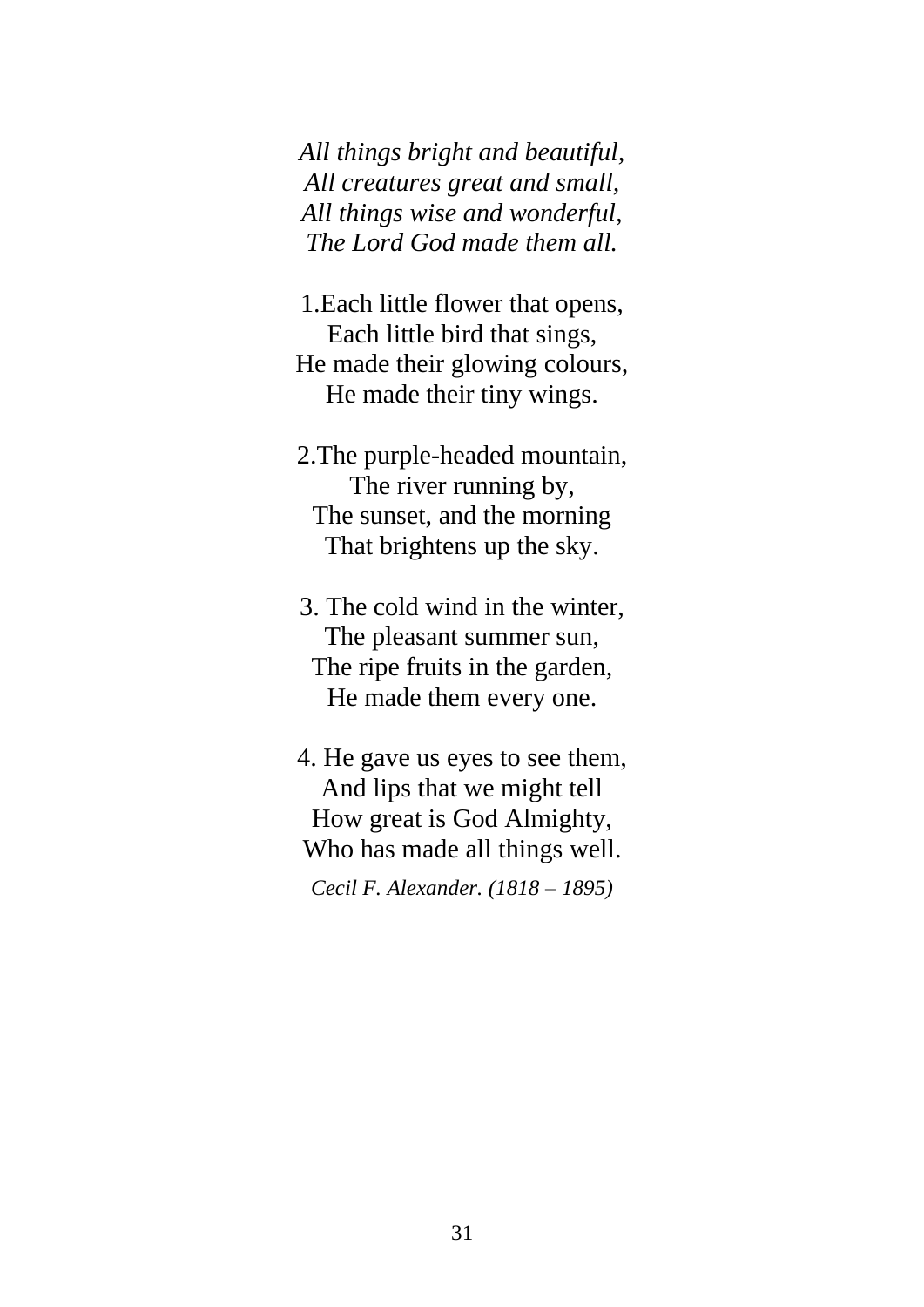*All things bright and beautiful,*
*All creatures great and small,*
*All things wise and wonderful,*
*The Lord God made them all.*

1.Each little flower that opens,
Each little bird that sings,
He made their glowing colours,
He made their tiny wings.

2.The purple-headed mountain,
The river running by,
The sunset, and the morning
That brightens up the sky.

3. The cold wind in the winter,
The pleasant summer sun,
The ripe fruits in the garden,
He made them every one.

4. He gave us eyes to see them,
And lips that we might tell
How great is God Almighty,
Who has made all things well.

*Cecil F. Alexander. (1818 – 1895)*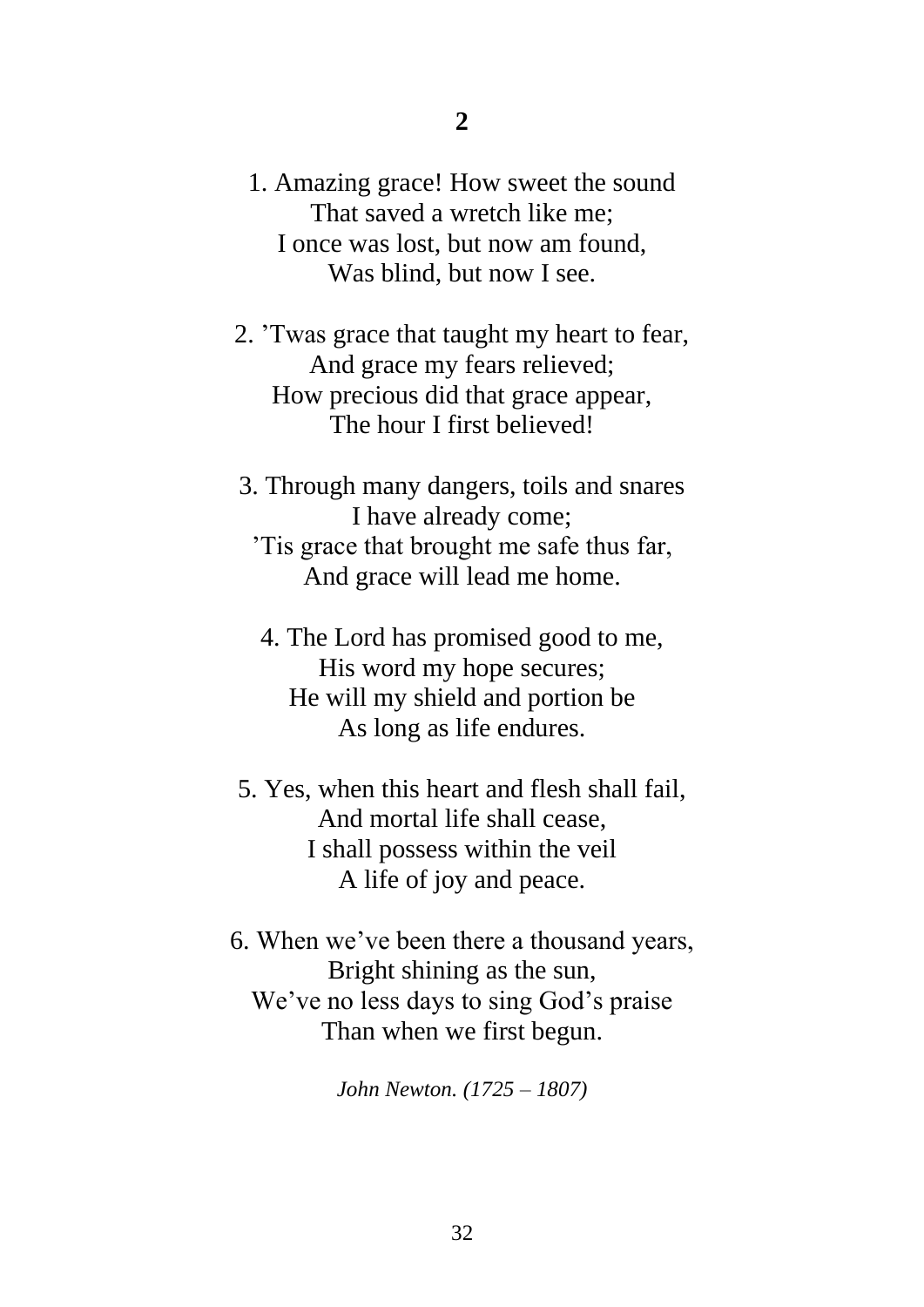## 2

1. Amazing grace! How sweet the sound  
That saved a wretch like me;  
I once was lost, but now am found,  
Was blind, but now I see.

2. ’Twas grace that taught my heart to fear,  
And grace my fears relieved;  
How precious did that grace appear,  
The hour I first believed!

3. Through many dangers, toils and snares  
I have already come;  
’Tis grace that brought me safe thus far,  
And grace will lead me home.

4. The Lord has promised good to me,  
His word my hope secures;  
He will my shield and portion be  
As long as life endures.

5. Yes, when this heart and flesh shall fail,  
And mortal life shall cease,  
I shall possess within the veil  
A life of joy and peace.

6. When we’ve been there a thousand years,  
Bright shining as the sun,  
We’ve no less days to sing God’s praise  
Than when we first begun.

*John Newton. (1725 – 1807)*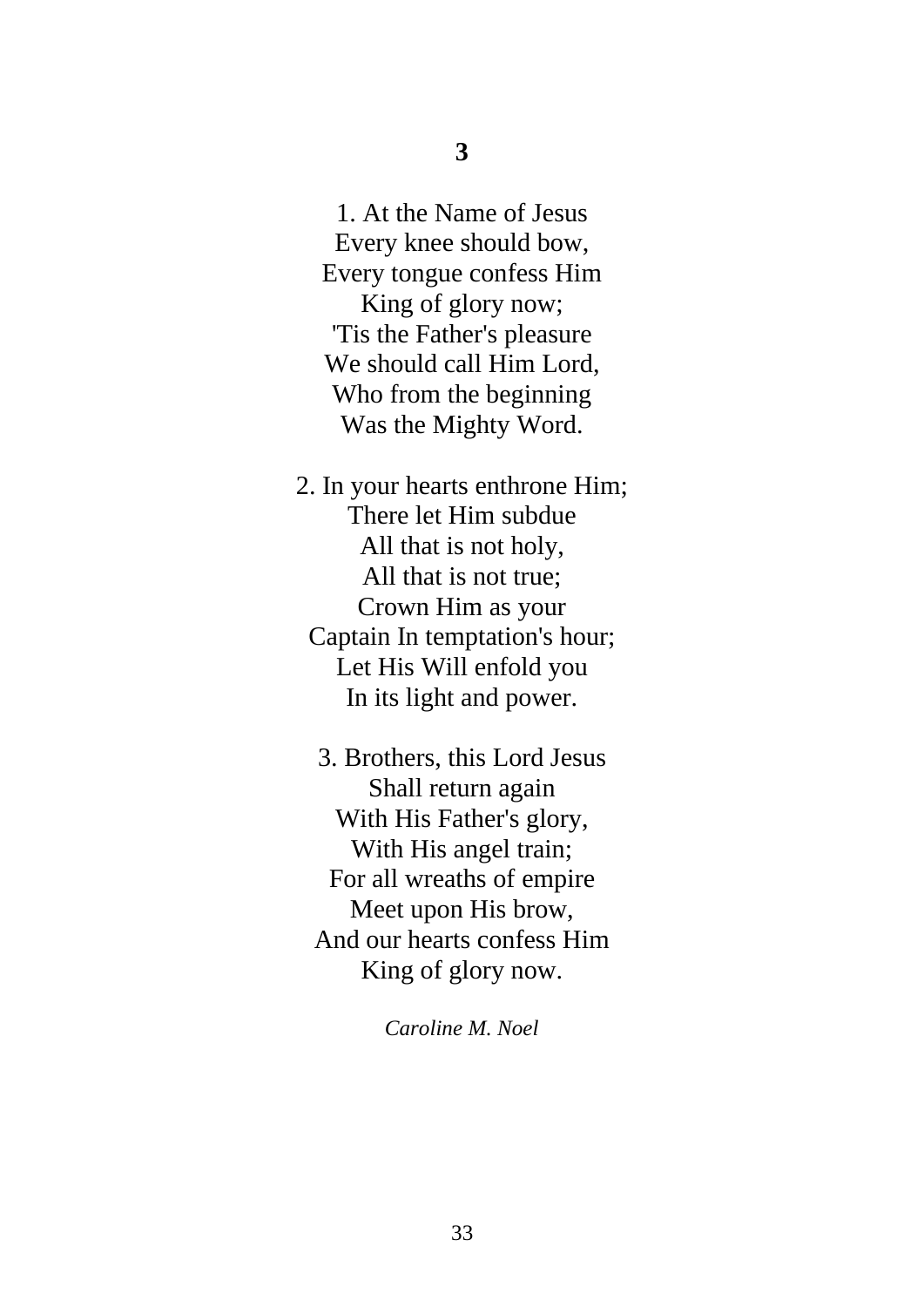**3**

1. At the Name of Jesus  
Every knee should bow,  
Every tongue confess Him  
King of glory now;  
'Tis the Father's pleasure  
We should call Him Lord,  
Who from the beginning  
Was the Mighty Word.

2. In your hearts enthrone Him;  
There let Him subdue  
All that is not holy,  
All that is not true;  
Crown Him as your  
Captain In temptation's hour;  
Let His Will enfold you  
In its light and power.

3. Brothers, this Lord Jesus  
Shall return again  
With His Father's glory,  
With His angel train;  
For all wreaths of empire  
Meet upon His brow,  
And our hearts confess Him  
King of glory now.

*Caroline M. Noel*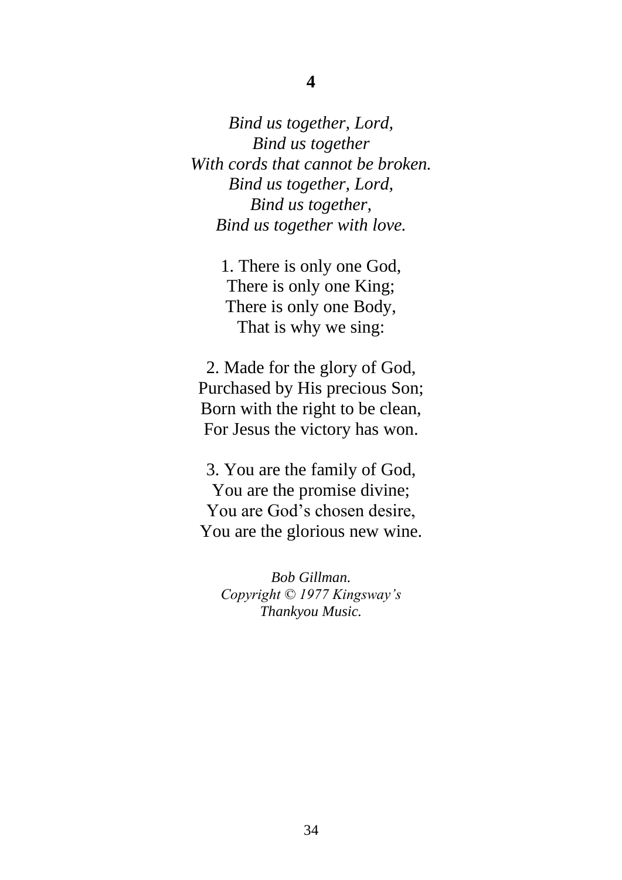**4**

*Bind us together, Lord,*
*Bind us together*
*With cords that cannot be broken.*
*Bind us together, Lord,*
*Bind us together,*
*Bind us together with love.*

1. There is only one God,
There is only one King;
There is only one Body,
That is why we sing:

2. Made for the glory of God,
Purchased by His precious Son;
Born with the right to be clean,
For Jesus the victory has won.

3. You are the family of God,
You are the promise divine;
You are God's chosen desire,
You are the glorious new wine.

*Bob Gillman.*
*Copyright © 1977 Kingsway's*
*Thankyou Music.*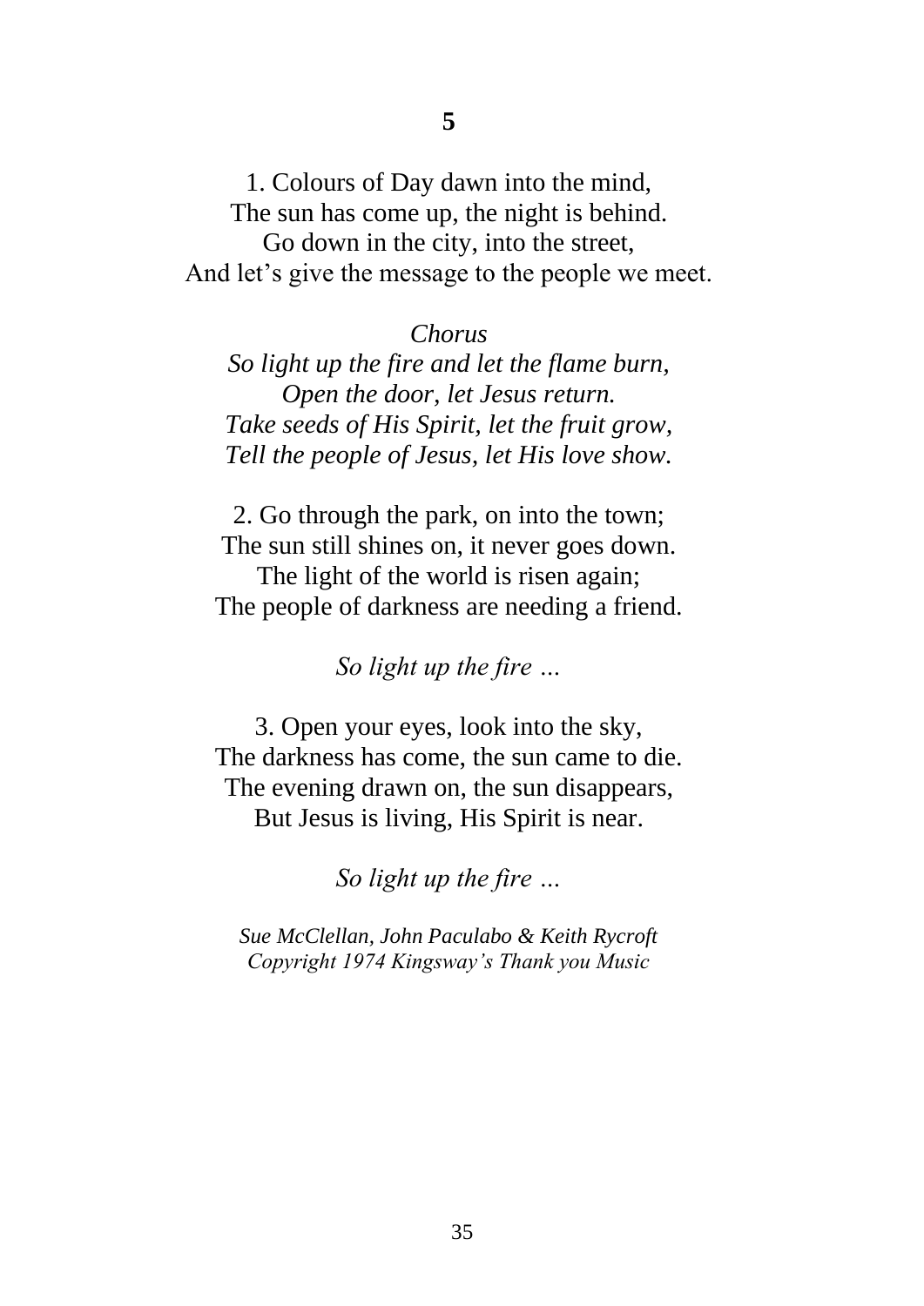**5**

1. Colours of Day dawn into the mind,
The sun has come up, the night is behind.
Go down in the city, into the street,
And let's give the message to the people we meet.

*Chorus*
*So light up the fire and let the flame burn,*
*Open the door, let Jesus return.*
*Take seeds of His Spirit, let the fruit grow,*
*Tell the people of Jesus, let His love show.*

2. Go through the park, on into the town;
The sun still shines on, it never goes down.
The light of the world is risen again;
The people of darkness are needing a friend.

*So light up the fire …*

3. Open your eyes, look into the sky,
The darkness has come, the sun came to die.
The evening drawn on, the sun disappears,
But Jesus is living, His Spirit is near.

*So light up the fire …*

*Sue McClellan, John Paculabo & Keith Rycroft*
*Copyright 1974 Kingsway's Thank you Music*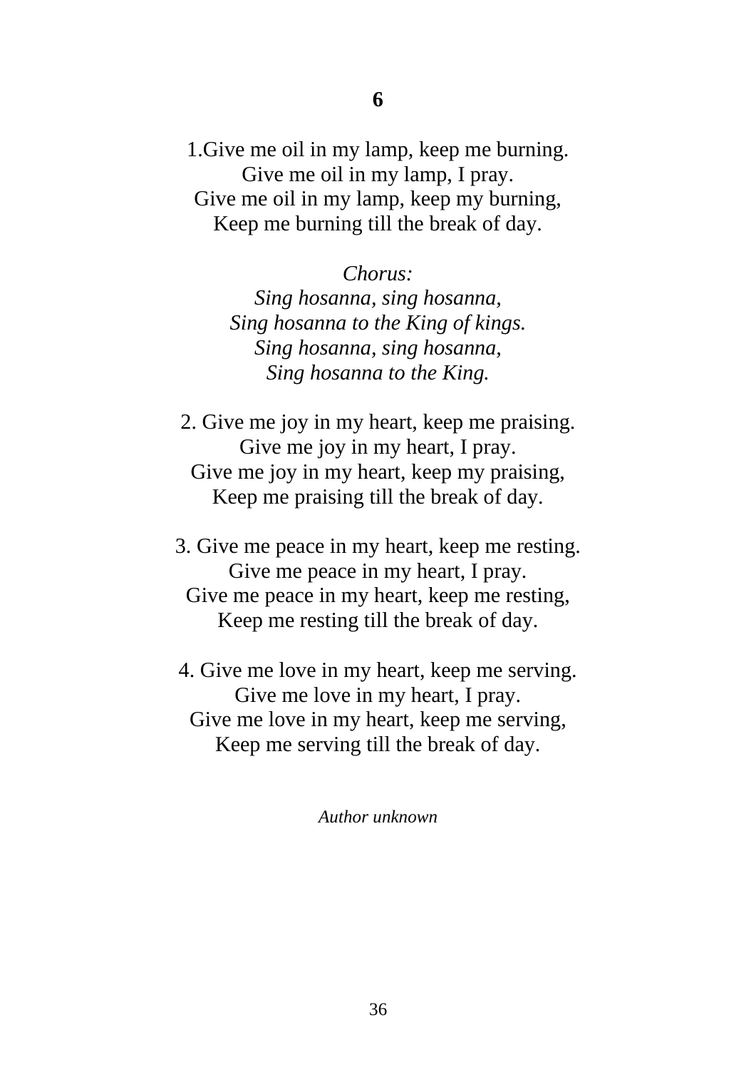**6**

1.Give me oil in my lamp, keep me burning.
Give me oil in my lamp, I pray.
Give me oil in my lamp, keep my burning,
Keep me burning till the break of day.

*Chorus:*
*Sing hosanna, sing hosanna,*
*Sing hosanna to the King of kings.*
*Sing hosanna, sing hosanna,*
*Sing hosanna to the King.*

2. Give me joy in my heart, keep me praising.
Give me joy in my heart, I pray.
Give me joy in my heart, keep my praising,
Keep me praising till the break of day.

3. Give me peace in my heart, keep me resting.
Give me peace in my heart, I pray.
Give me peace in my heart, keep me resting,
Keep me resting till the break of day.

4. Give me love in my heart, keep me serving.
Give me love in my heart, I pray.
Give me love in my heart, keep me serving,
Keep me serving till the break of day.

*Author unknown*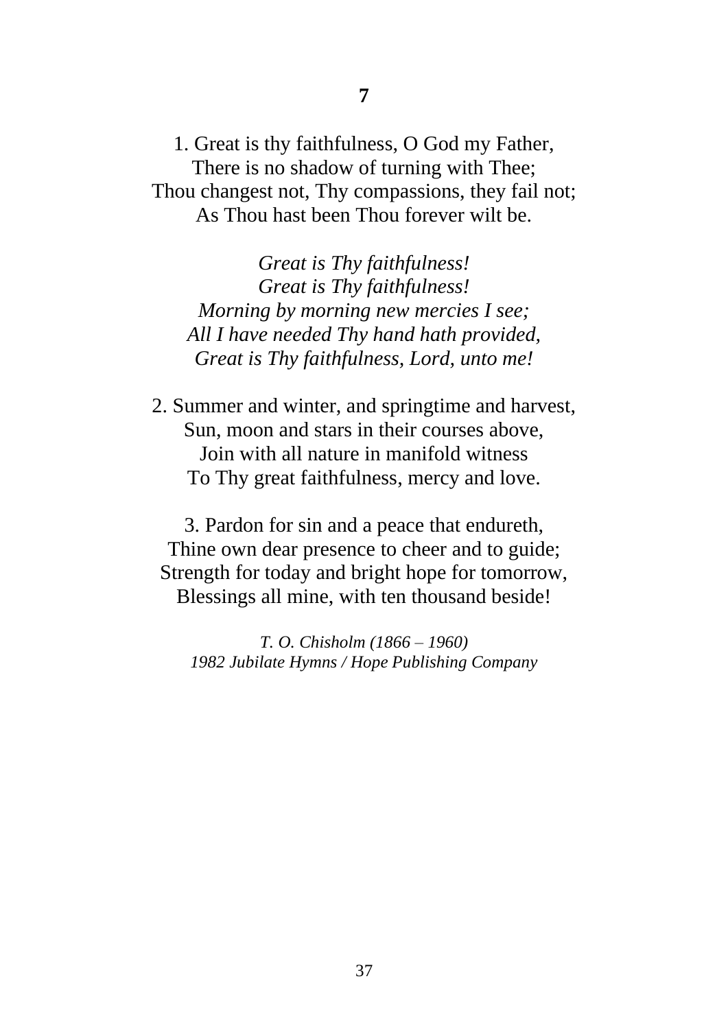**7**

1. Great is thy faithfulness, O God my Father,
There is no shadow of turning with Thee;
Thou changest not, Thy compassions, they fail not;
As Thou hast been Thou forever wilt be.

*Great is Thy faithfulness!*
*Great is Thy faithfulness!*
*Morning by morning new mercies I see;*
*All I have needed Thy hand hath provided,*
*Great is Thy faithfulness, Lord, unto me!*

2. Summer and winter, and springtime and harvest,
Sun, moon and stars in their courses above,
Join with all nature in manifold witness
To Thy great faithfulness, mercy and love.

3. Pardon for sin and a peace that endureth,
Thine own dear presence to cheer and to guide;
Strength for today and bright hope for tomorrow,
Blessings all mine, with ten thousand beside!

*T. O. Chisholm (1866 – 1960)*
*1982 Jubilate Hymns / Hope Publishing Company*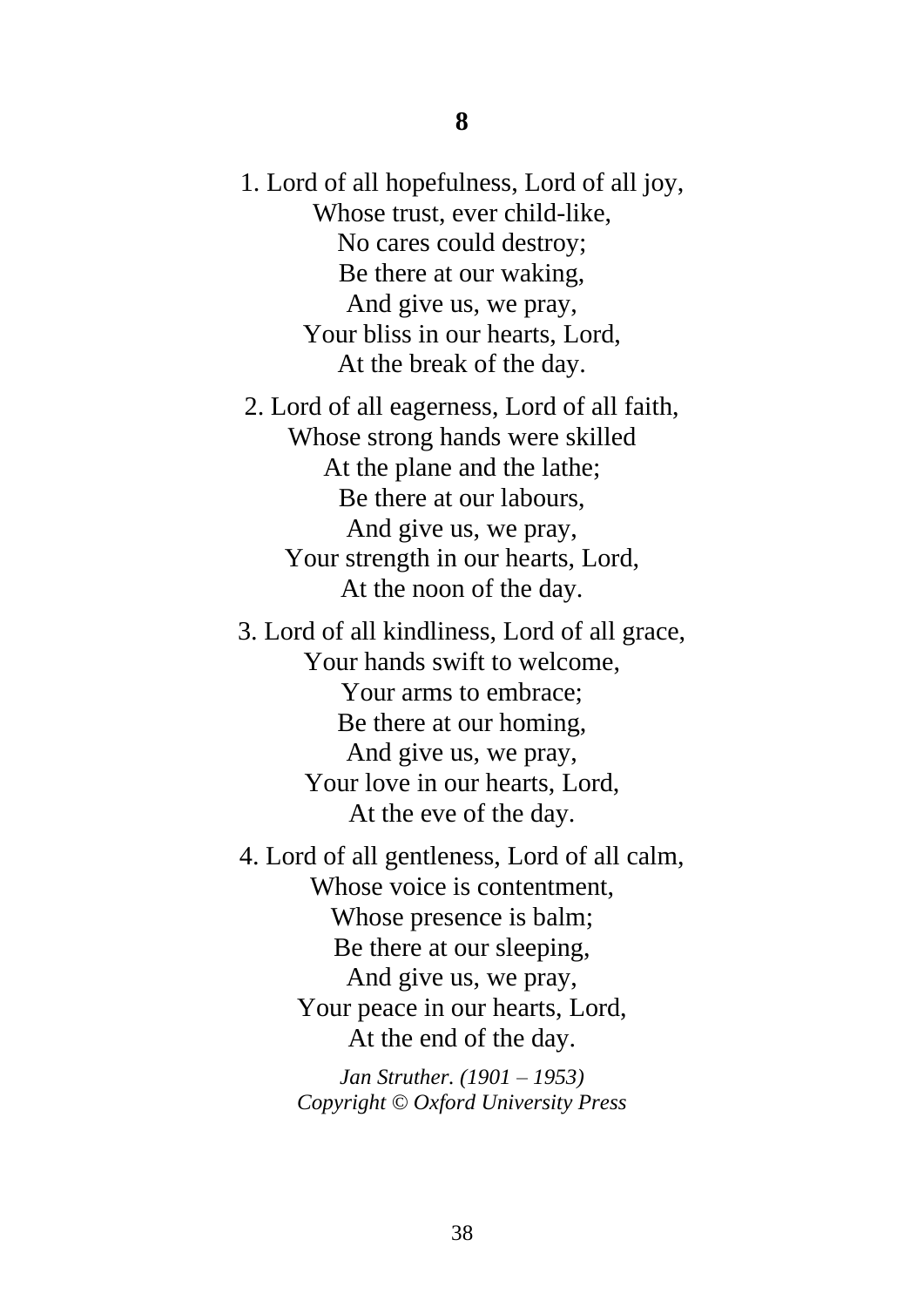**8**

1. Lord of all hopefulness, Lord of all joy,  
Whose trust, ever child-like,  
No cares could destroy;  
Be there at our waking,  
And give us, we pray,  
Your bliss in our hearts, Lord,  
At the break of the day.

2. Lord of all eagerness, Lord of all faith,  
Whose strong hands were skilled  
At the plane and the lathe;  
Be there at our labours,  
And give us, we pray,  
Your strength in our hearts, Lord,  
At the noon of the day.

3. Lord of all kindliness, Lord of all grace,  
Your hands swift to welcome,  
Your arms to embrace;  
Be there at our homing,  
And give us, we pray,  
Your love in our hearts, Lord,  
At the eve of the day.

4. Lord of all gentleness, Lord of all calm,  
Whose voice is contentment,  
Whose presence is balm;  
Be there at our sleeping,  
And give us, we pray,  
Your peace in our hearts, Lord,  
At the end of the day.

*Jan Struther. (1901 – 1953)*  
*Copyright © Oxford University Press*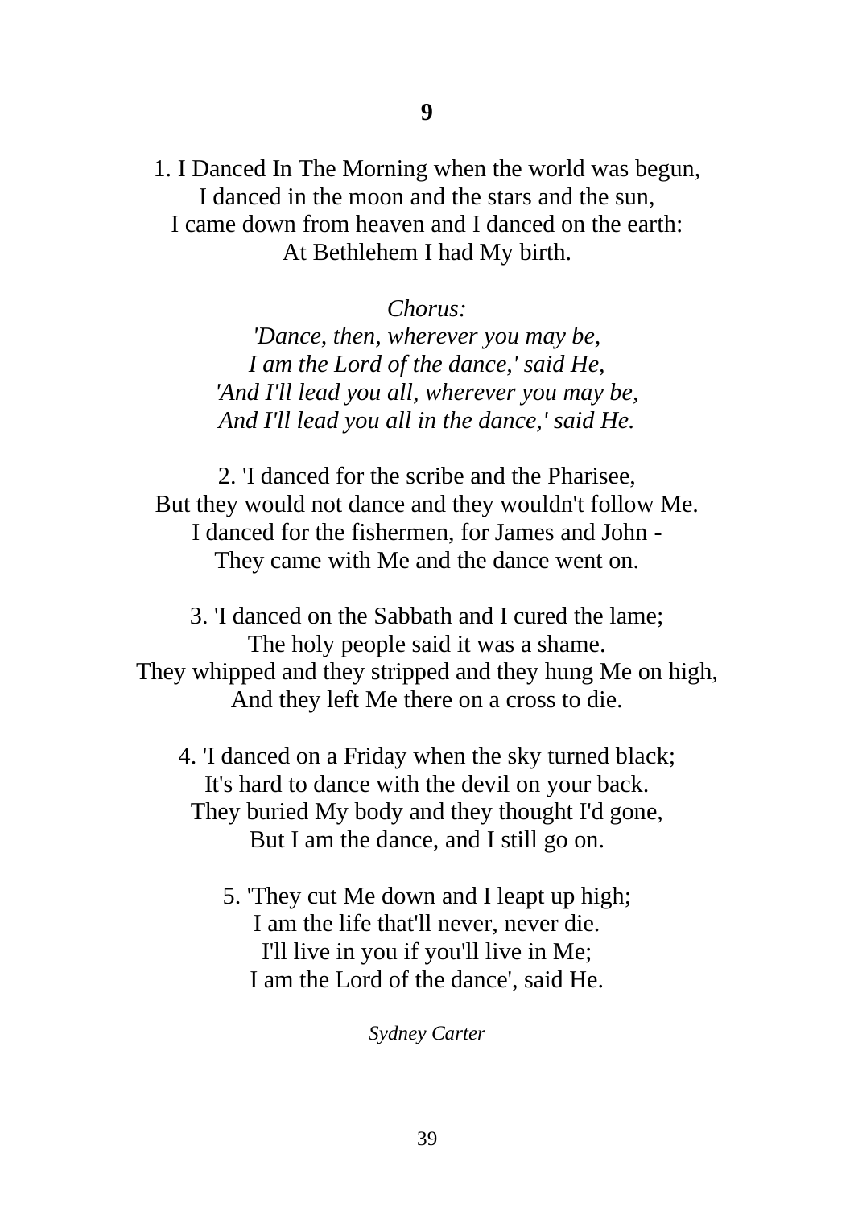**9**

1. I Danced In The Morning when the world was begun,
I danced in the moon and the stars and the sun,
I came down from heaven and I danced on the earth:
At Bethlehem I had My birth.

*Chorus:*
*'Dance, then, wherever you may be,*
*I am the Lord of the dance,' said He,*
*'And I'll lead you all, wherever you may be,*
*And I'll lead you all in the dance,' said He.*

2. 'I danced for the scribe and the Pharisee,
But they would not dance and they wouldn't follow Me.
I danced for the fishermen, for James and John -
They came with Me and the dance went on.

3. 'I danced on the Sabbath and I cured the lame;
The holy people said it was a shame.
They whipped and they stripped and they hung Me on high,
And they left Me there on a cross to die.

4. 'I danced on a Friday when the sky turned black;
It's hard to dance with the devil on your back.
They buried My body and they thought I'd gone,
But I am the dance, and I still go on.

5. 'They cut Me down and I leapt up high;
I am the life that'll never, never die.
I'll live in you if you'll live in Me;
I am the Lord of the dance', said He.

*Sydney Carter*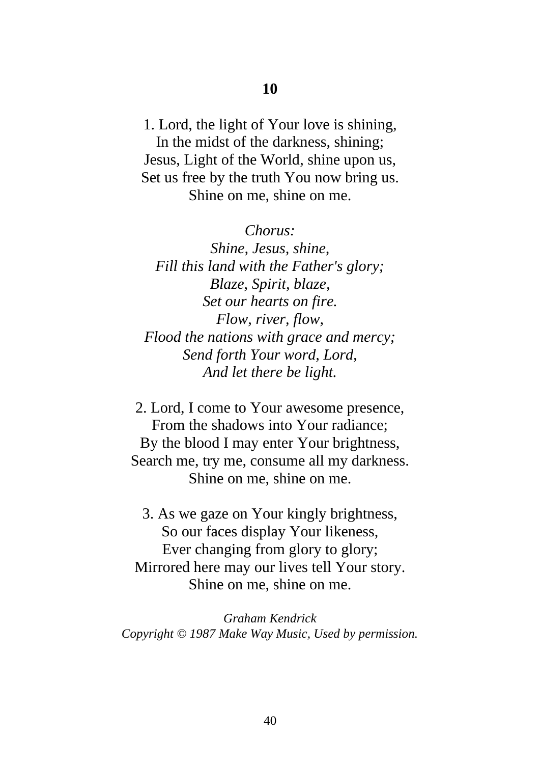**10**

1. Lord, the light of Your love is shining,
In the midst of the darkness, shining;
Jesus, Light of the World, shine upon us,
Set us free by the truth You now bring us.
Shine on me, shine on me.

*Chorus:*
*Shine, Jesus, shine,*
*Fill this land with the Father's glory;*
*Blaze, Spirit, blaze,*
*Set our hearts on fire.*
*Flow, river, flow,*
*Flood the nations with grace and mercy;*
*Send forth Your word, Lord,*
*And let there be light.*

2. Lord, I come to Your awesome presence,
From the shadows into Your radiance;
By the blood I may enter Your brightness,
Search me, try me, consume all my darkness.
Shine on me, shine on me.

3. As we gaze on Your kingly brightness,
So our faces display Your likeness,
Ever changing from glory to glory;
Mirrored here may our lives tell Your story.
Shine on me, shine on me.

*Graham Kendrick*
*Copyright © 1987 Make Way Music, Used by permission.*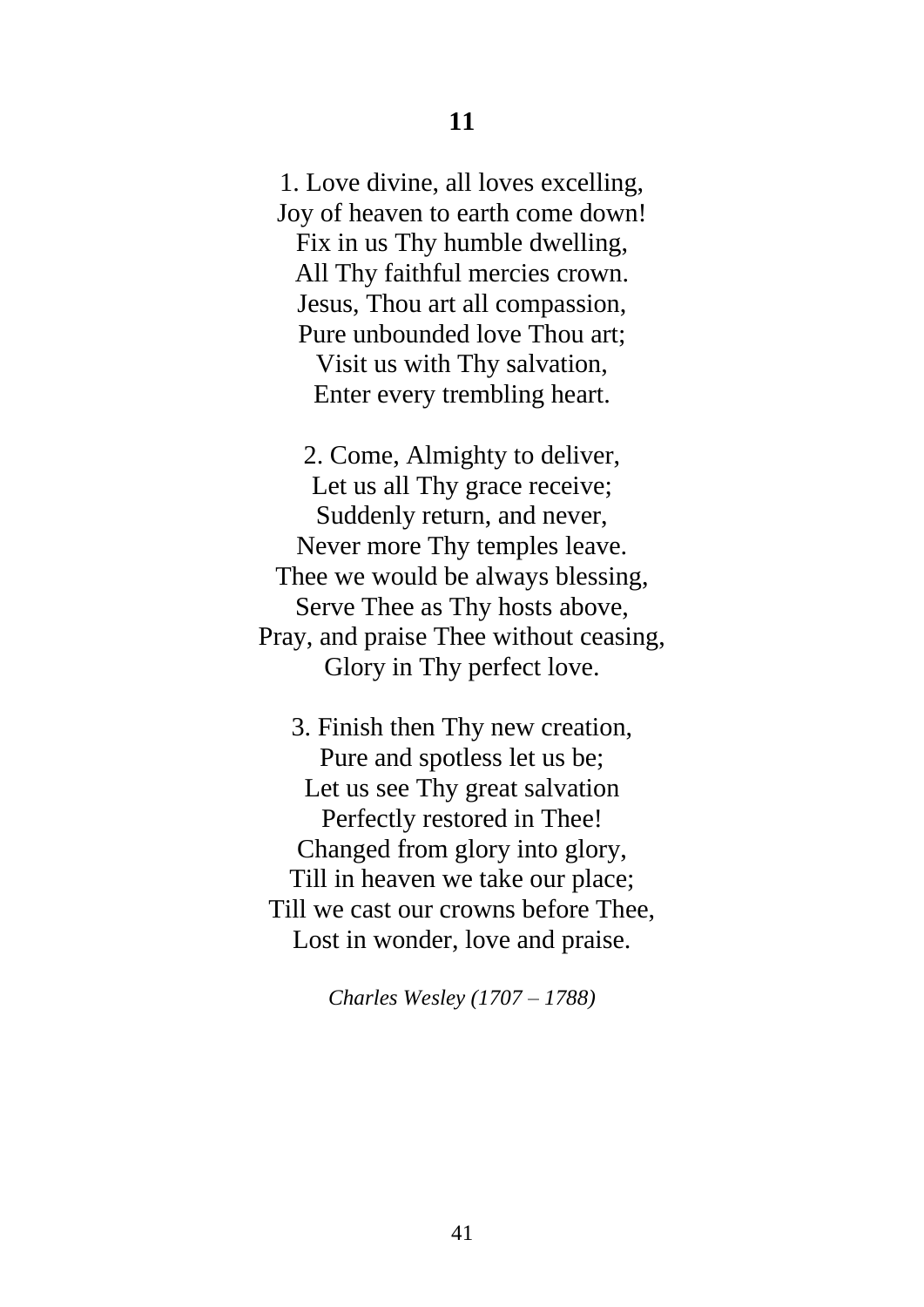## 11

1. Love divine, all loves excelling,  
Joy of heaven to earth come down!  
Fix in us Thy humble dwelling,  
All Thy faithful mercies crown.  
Jesus, Thou art all compassion,  
Pure unbounded love Thou art;  
Visit us with Thy salvation,  
Enter every trembling heart.

2. Come, Almighty to deliver,  
Let us all Thy grace receive;  
Suddenly return, and never,  
Never more Thy temples leave.  
Thee we would be always blessing,  
Serve Thee as Thy hosts above,  
Pray, and praise Thee without ceasing,  
Glory in Thy perfect love.

3. Finish then Thy new creation,  
Pure and spotless let us be;  
Let us see Thy great salvation  
Perfectly restored in Thee!  
Changed from glory into glory,  
Till in heaven we take our place;  
Till we cast our crowns before Thee,  
Lost in wonder, love and praise.

*Charles Wesley (1707 – 1788)*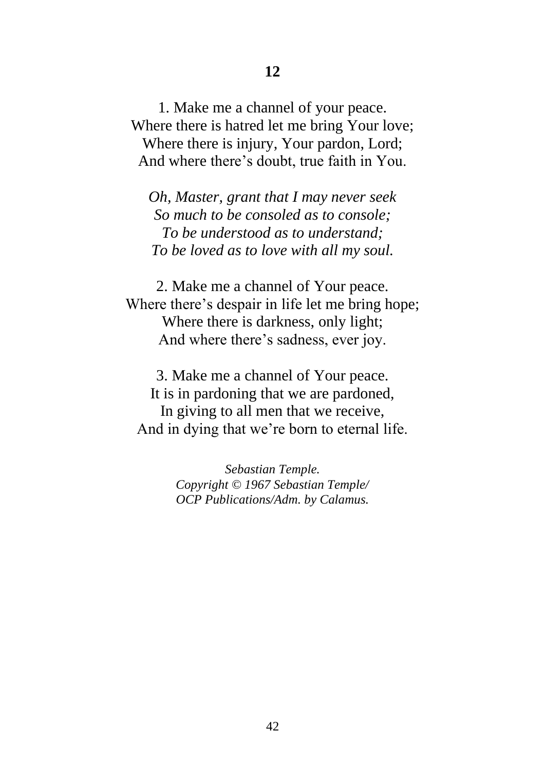**12**

1. Make me a channel of your peace.
Where there is hatred let me bring Your love;
Where there is injury, Your pardon, Lord;
And where there's doubt, true faith in You.

*Oh, Master, grant that I may never seek*
*So much to be consoled as to console;*
*To be understood as to understand;*
*To be loved as to love with all my soul.*

2. Make me a channel of Your peace.
Where there's despair in life let me bring hope;
Where there is darkness, only light;
And where there's sadness, ever joy.

3. Make me a channel of Your peace.
It is in pardoning that we are pardoned,
In giving to all men that we receive,
And in dying that we're born to eternal life.

*Sebastian Temple.*
*Copyright © 1967 Sebastian Temple/*
*OCP Publications/Adm. by Calamus.*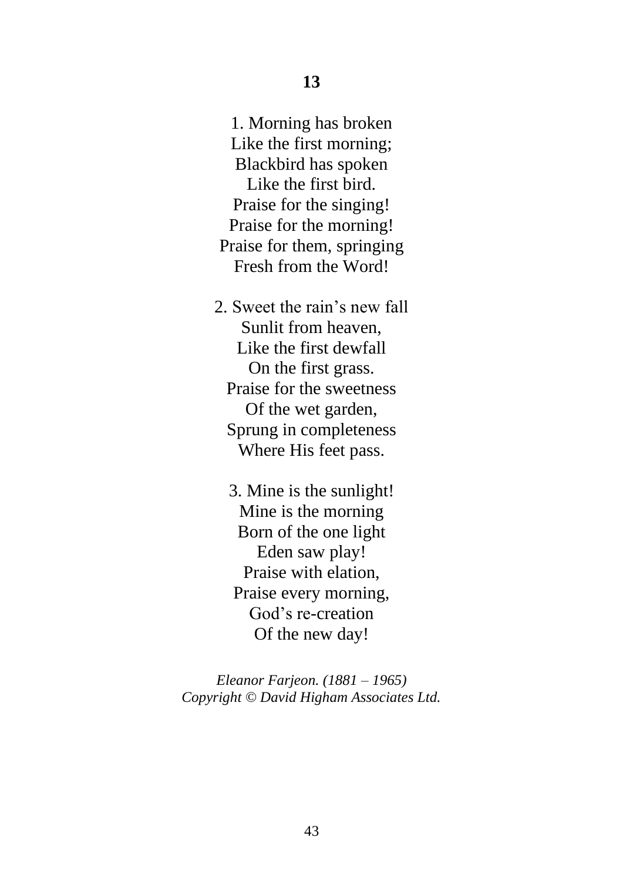**13**

1. Morning has broken  
Like the first morning;  
Blackbird has spoken  
Like the first bird.  
Praise for the singing!  
Praise for the morning!  
Praise for them, springing  
Fresh from the Word!

2. Sweet the rain's new fall  
Sunlit from heaven,  
Like the first dewfall  
On the first grass.  
Praise for the sweetness  
Of the wet garden,  
Sprung in completeness  
Where His feet pass.

3. Mine is the sunlight!  
Mine is the morning  
Born of the one light  
Eden saw play!  
Praise with elation,  
Praise every morning,  
God's re-creation  
Of the new day!

*Eleanor Farjeon. (1881 – 1965)*  
*Copyright © David Higham Associates Ltd.*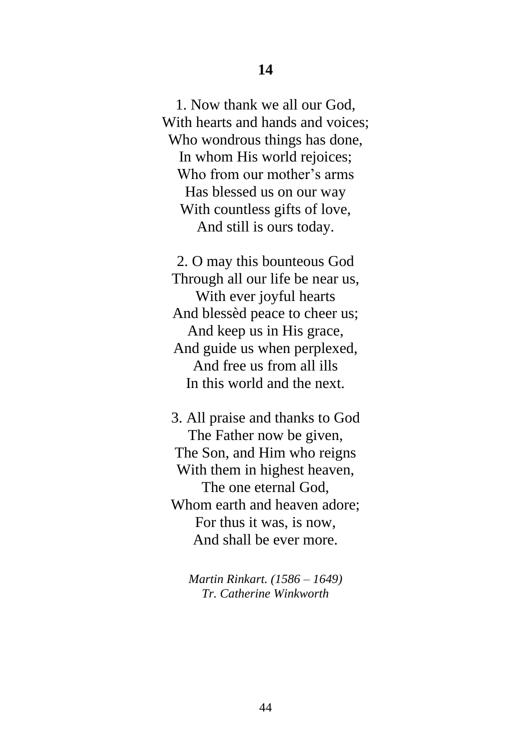**14**

1. Now thank we all our God,  
With hearts and hands and voices;  
Who wondrous things has done,  
In whom His world rejoices;  
Who from our mother's arms  
Has blessed us on our way  
With countless gifts of love,  
And still is ours today.

2. O may this bounteous God  
Through all our life be near us,  
With ever joyful hearts  
And blessèd peace to cheer us;  
And keep us in His grace,  
And guide us when perplexed,  
And free us from all ills  
In this world and the next.

3. All praise and thanks to God  
The Father now be given,  
The Son, and Him who reigns  
With them in highest heaven,  
The one eternal God,  
Whom earth and heaven adore;  
For thus it was, is now,  
And shall be ever more.

*Martin Rinkart. (1586 – 1649)*  
*Tr. Catherine Winkworth*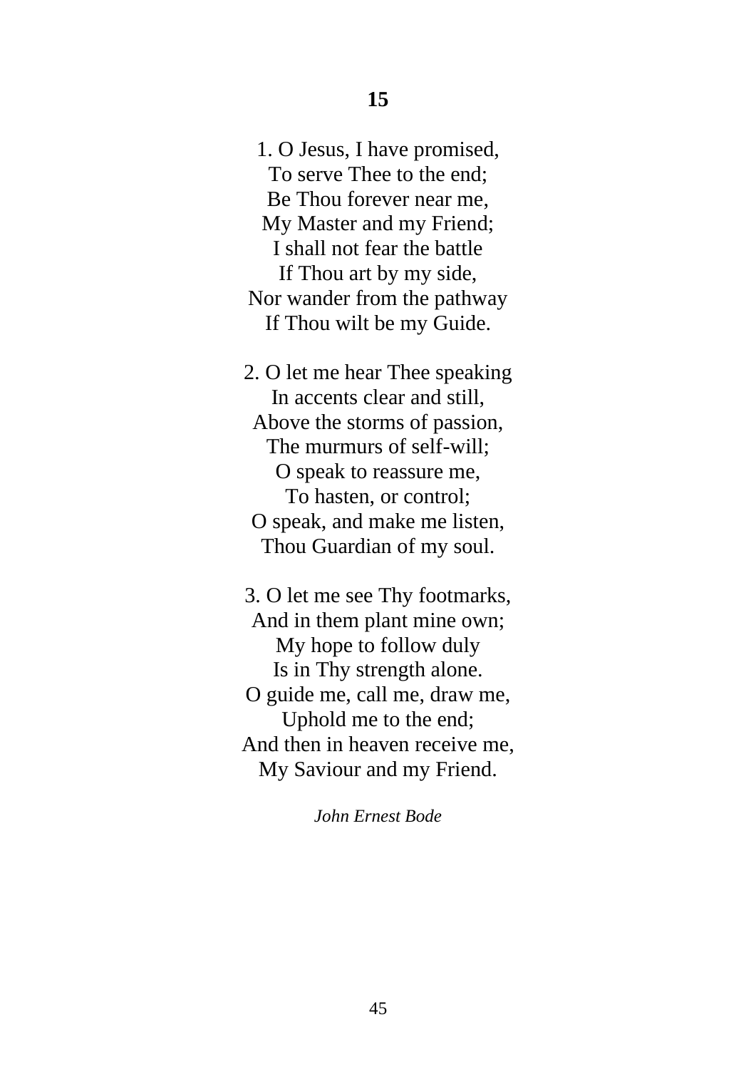## 15

1. O Jesus, I have promised,  
To serve Thee to the end;  
Be Thou forever near me,  
My Master and my Friend;  
I shall not fear the battle  
If Thou art by my side,  
Nor wander from the pathway  
If Thou wilt be my Guide.

2. O let me hear Thee speaking  
In accents clear and still,  
Above the storms of passion,  
The murmurs of self-will;  
O speak to reassure me,  
To hasten, or control;  
O speak, and make me listen,  
Thou Guardian of my soul.

3. O let me see Thy footmarks,  
And in them plant mine own;  
My hope to follow duly  
Is in Thy strength alone.  
O guide me, call me, draw me,  
Uphold me to the end;  
And then in heaven receive me,  
My Saviour and my Friend.

*John Ernest Bode*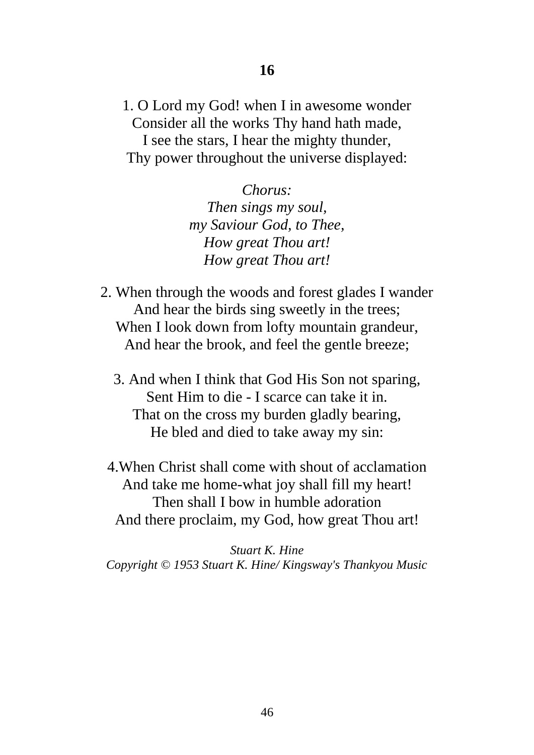**16**

1. O Lord my God! when I in awesome wonder
Consider all the works Thy hand hath made,
I see the stars, I hear the mighty thunder,
Thy power throughout the universe displayed:

*Chorus:*
*Then sings my soul,*
*my Saviour God, to Thee,*
*How great Thou art!*
*How great Thou art!*

2. When through the woods and forest glades I wander
And hear the birds sing sweetly in the trees;
When I look down from lofty mountain grandeur,
And hear the brook, and feel the gentle breeze;

3. And when I think that God His Son not sparing,
Sent Him to die - I scarce can take it in.
That on the cross my burden gladly bearing,
He bled and died to take away my sin:

4.When Christ shall come with shout of acclamation
And take me home-what joy shall fill my heart!
Then shall I bow in humble adoration
And there proclaim, my God, how great Thou art!

*Stuart K. Hine*
*Copyright © 1953 Stuart K. Hine/ Kingsway's Thankyou Music*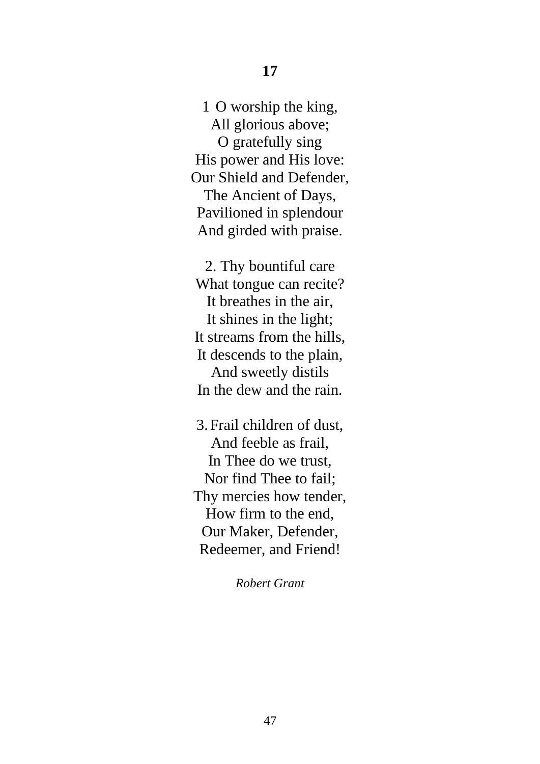## 17

1 O worship the king,  
All glorious above;  
O gratefully sing  
His power and His love:  
Our Shield and Defender,  
The Ancient of Days,  
Pavilioned in splendour  
And girded with praise.

2. Thy bountiful care  
What tongue can recite?  
It breathes in the air,  
It shines in the light;  
It streams from the hills,  
It descends to the plain,  
And sweetly distils  
In the dew and the rain.

3. Frail children of dust,  
And feeble as frail,  
In Thee do we trust,  
Nor find Thee to fail;  
Thy mercies how tender,  
How firm to the end,  
Our Maker, Defender,  
Redeemer, and Friend!

*Robert Grant*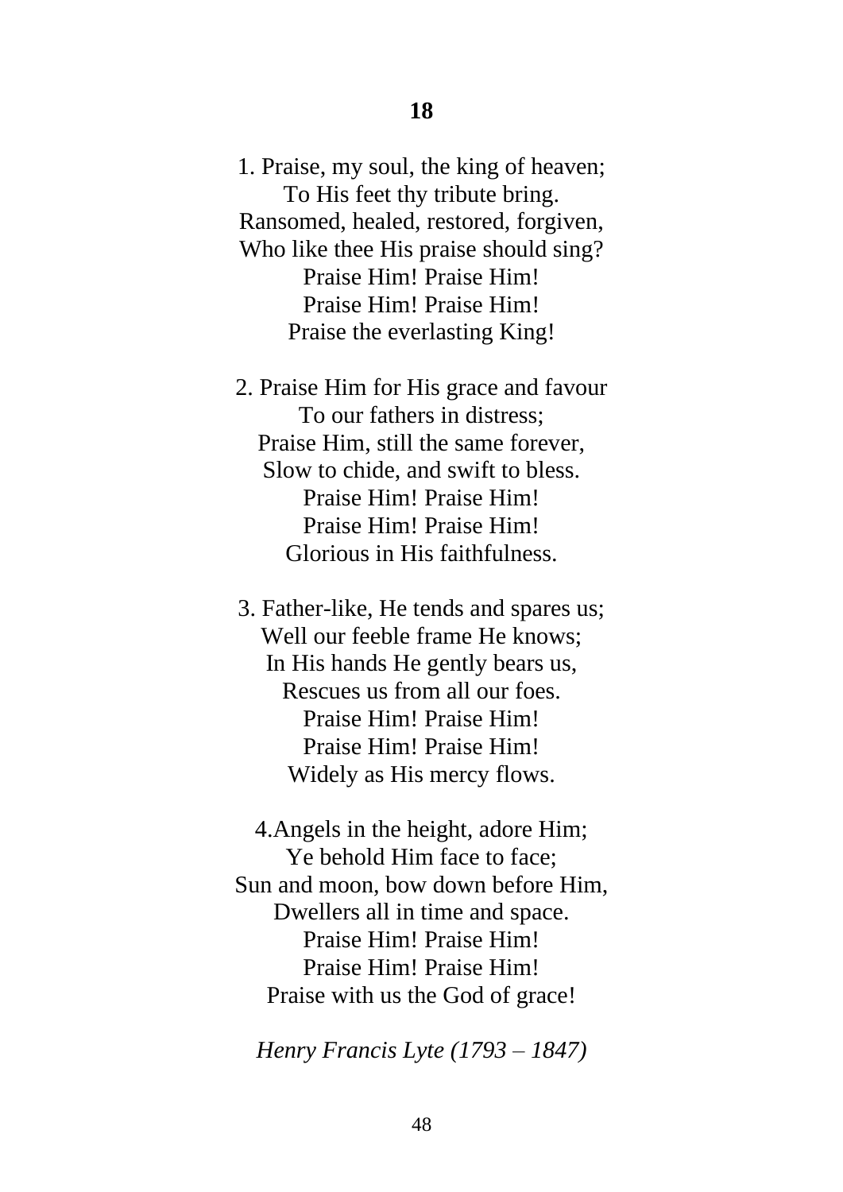## 18

1. Praise, my soul, the king of heaven;
To His feet thy tribute bring.
Ransomed, healed, restored, forgiven,
Who like thee His praise should sing?
Praise Him! Praise Him!
Praise Him! Praise Him!
Praise the everlasting King!

2. Praise Him for His grace and favour
To our fathers in distress;
Praise Him, still the same forever,
Slow to chide, and swift to bless.
Praise Him! Praise Him!
Praise Him! Praise Him!
Glorious in His faithfulness.

3. Father-like, He tends and spares us;
Well our feeble frame He knows;
In His hands He gently bears us,
Rescues us from all our foes.
Praise Him! Praise Him!
Praise Him! Praise Him!
Widely as His mercy flows.

4.Angels in the height, adore Him;
Ye behold Him face to face;
Sun and moon, bow down before Him,
Dwellers all in time and space.
Praise Him! Praise Him!
Praise Him! Praise Him!
Praise with us the God of grace!

*Henry Francis Lyte (1793 – 1847)*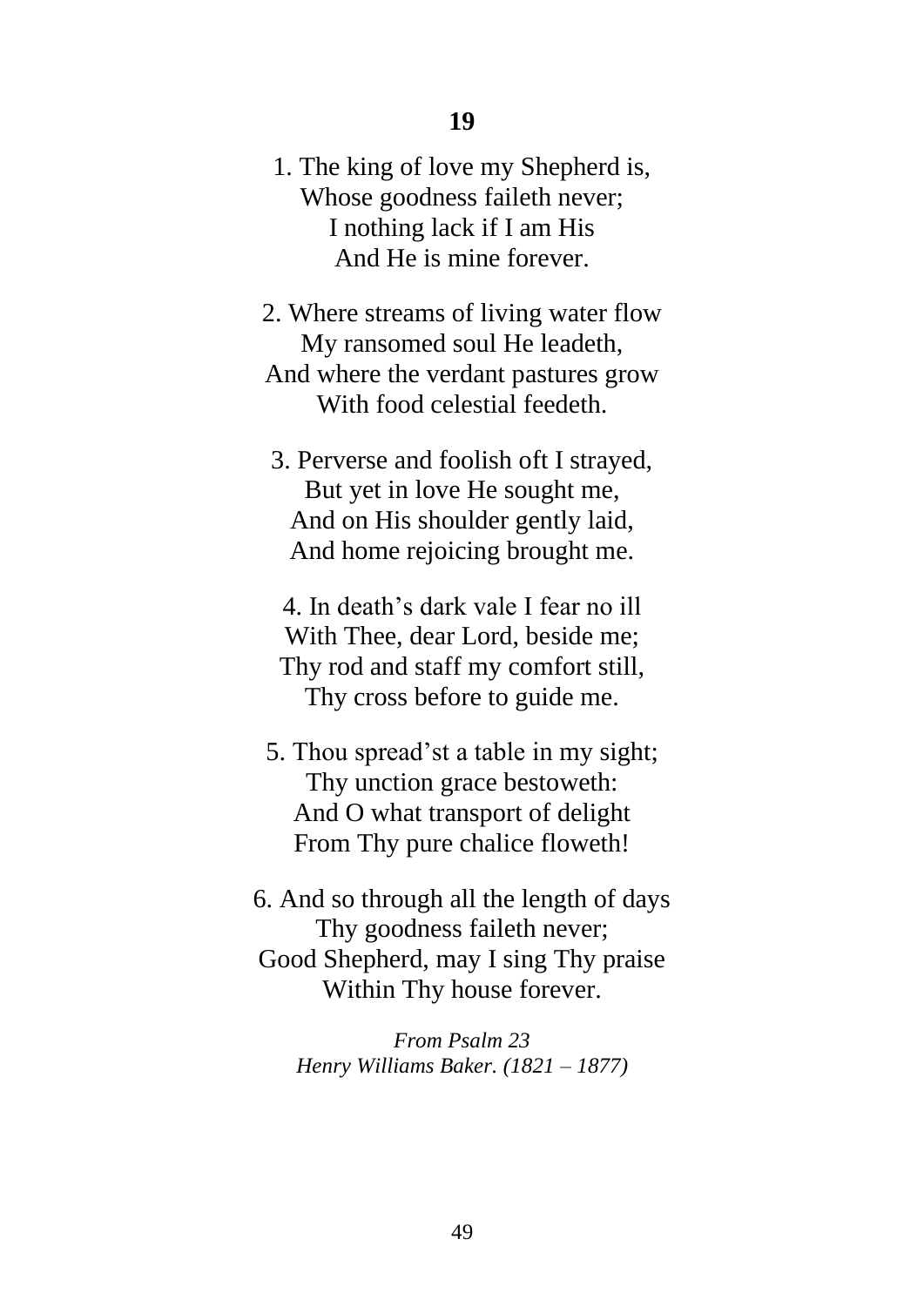**19**

1. The king of love my Shepherd is,  
Whose goodness faileth never;  
I nothing lack if I am His  
And He is mine forever.

2. Where streams of living water flow  
My ransomed soul He leadeth,  
And where the verdant pastures grow  
With food celestial feedeth.

3. Perverse and foolish oft I strayed,  
But yet in love He sought me,  
And on His shoulder gently laid,  
And home rejoicing brought me.

4. In death’s dark vale I fear no ill  
With Thee, dear Lord, beside me;  
Thy rod and staff my comfort still,  
Thy cross before to guide me.

5. Thou spread’st a table in my sight;  
Thy unction grace bestoweth:  
And O what transport of delight  
From Thy pure chalice floweth!

6. And so through all the length of days  
Thy goodness faileth never;  
Good Shepherd, may I sing Thy praise  
Within Thy house forever.

*From Psalm 23*  
*Henry Williams Baker. (1821 – 1877)*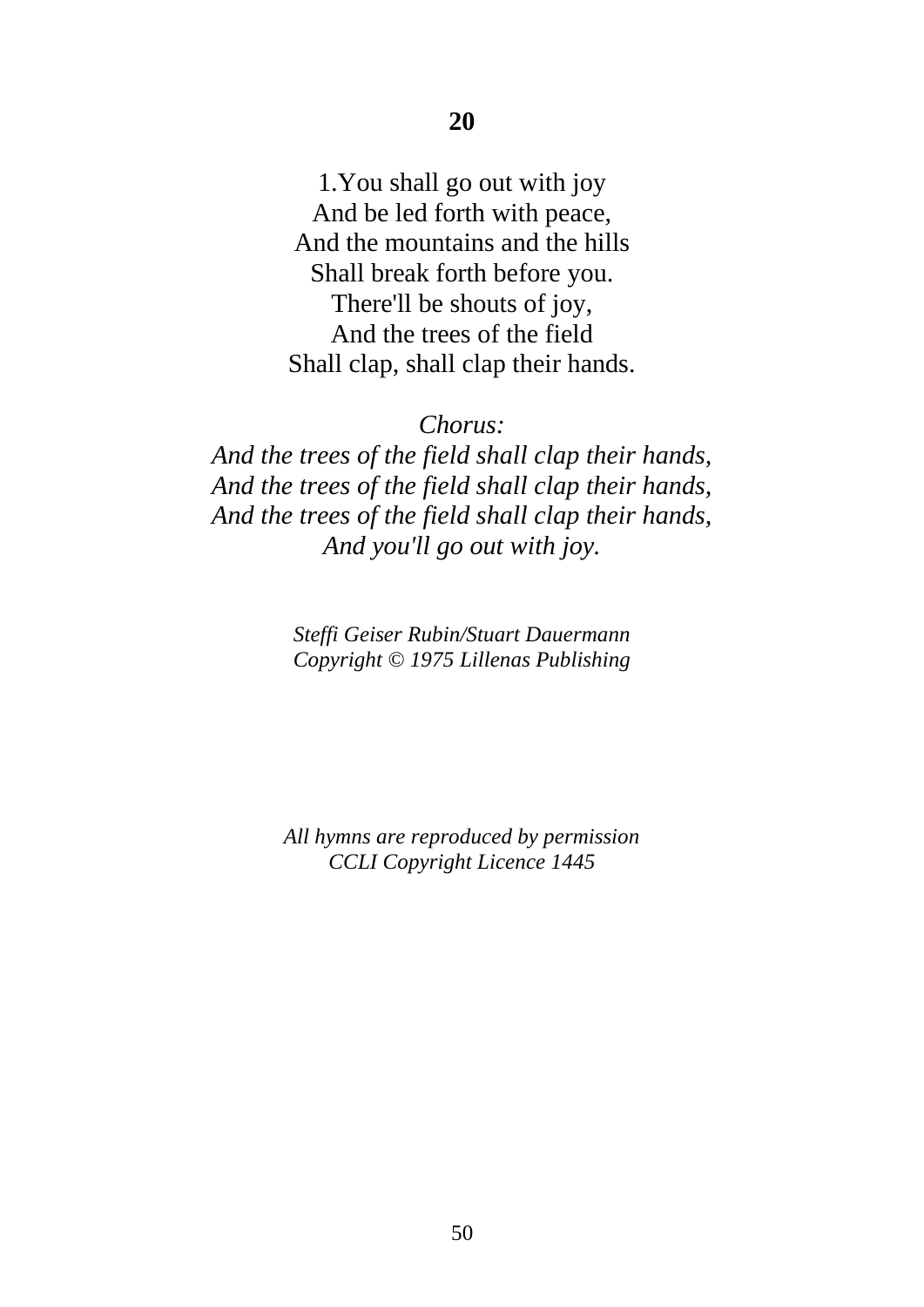**20**

1.You shall go out with joy
And be led forth with peace,
And the mountains and the hills
Shall break forth before you.
There'll be shouts of joy,
And the trees of the field
Shall clap, shall clap their hands.

*Chorus:*
*And the trees of the field shall clap their hands,*
*And the trees of the field shall clap their hands,*
*And the trees of the field shall clap their hands,*
*And you'll go out with joy.*

*Steffi Geiser Rubin/Stuart Dauermann*
*Copyright © 1975 Lillenas Publishing*

*All hymns are reproduced by permission*
*CCLI Copyright Licence 1445*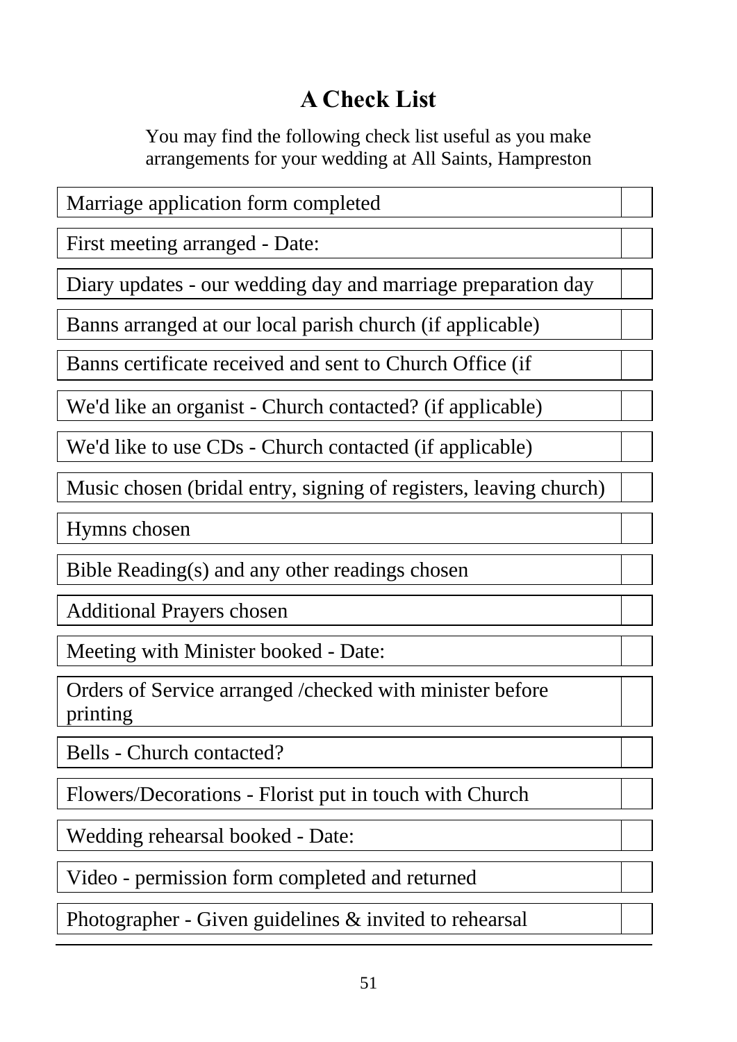# A Check List

You may find the following check list useful as you make arrangements for your wedding at All Saints, Hampreston

| | |
|---|---|
| Marriage application form completed | |
| First meeting arranged - Date: | |
| Diary updates - our wedding day and marriage preparation day | |
| Banns arranged at our local parish church (if applicable) | |
| Banns certificate received and sent to Church Office (if | |
| We'd like an organist - Church contacted? (if applicable) | |
| We'd like to use CDs - Church contacted (if applicable) | |
| Music chosen (bridal entry, signing of registers, leaving church) | |
| Hymns chosen | |
| Bible Reading(s) and any other readings chosen | |
| Additional Prayers chosen | |
| Meeting with Minister booked - Date: | |
| Orders of Service arranged /checked with minister before printing | |
| Bells - Church contacted? | |
| Flowers/Decorations - Florist put in touch with Church | |
| Wedding rehearsal booked - Date: | |
| Video - permission form completed and returned | |
| Photographer - Given guidelines & invited to rehearsal | |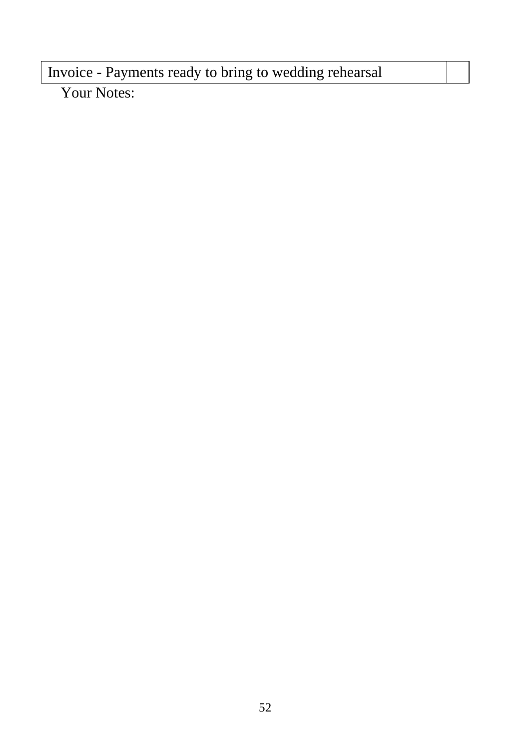| Invoice - Payments ready to bring to wedding rehearsal | |
|---|---|

Your Notes: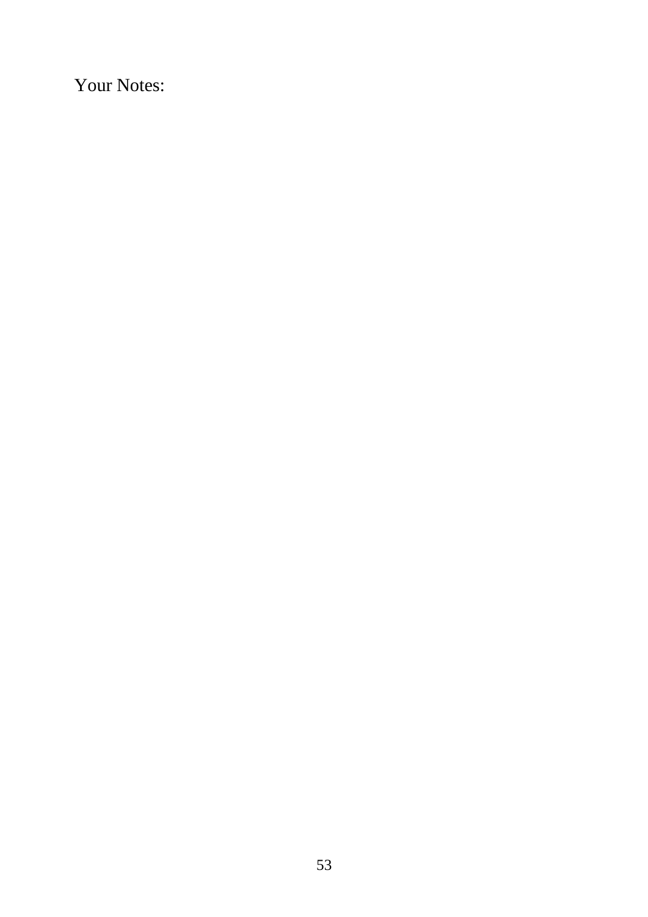Your Notes: